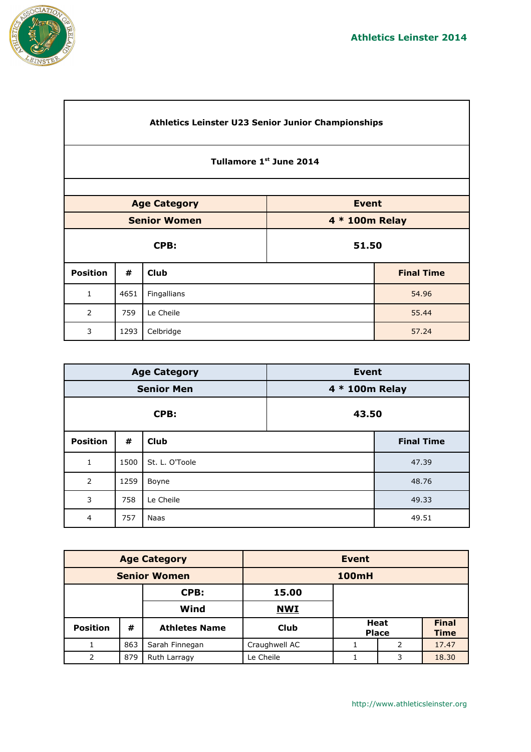Athletics Leinster 2014

## Athletics Leinster U23 Senior Junior Championships

### Tullamore 1st June 2014

| Age Category | | | Event |
|---|---|---|---|
| Senior Women | | | 4 * 100m Relay |
| CPB: | | | 51.50 |
| Position | # | Club | Final Time |
| 1 | 4651 | Fingallians | 54.96 |
| 2 | 759 | Le Cheile | 55.44 |
| 3 | 1293 | Celbridge | 57.24 |

| Age Category | | | Event |
|---|---|---|---|
| Senior Men | | | 4 * 100m Relay |
| CPB: | | | 43.50 |
| Position | # | Club | Final Time |
| 1 | 1500 | St. L. O'Toole | 47.39 |
| 2 | 1259 | Boyne | 48.76 |
| 3 | 758 | Le Cheile | 49.33 |
| 4 | 757 | Naas | 49.51 |

| Age Category | | | Event | | | |
|---|---|---|---|---|---|---|
| Senior Women | | | 100mH | | | |
| | | CPB: | 15.00 | | | |
| | | Wind | **NWI** | | | |
| Position | # | Athletes Name | Club | Heat | Place | Final Time |
| 1 | 863 | Sarah Finnegan | Craughwell AC | 1 | 2 | 17.47 |
| 2 | 879 | Ruth Larragy | Le Cheile | 1 | 3 | 18.30 |

http://www.athleticsleinster.org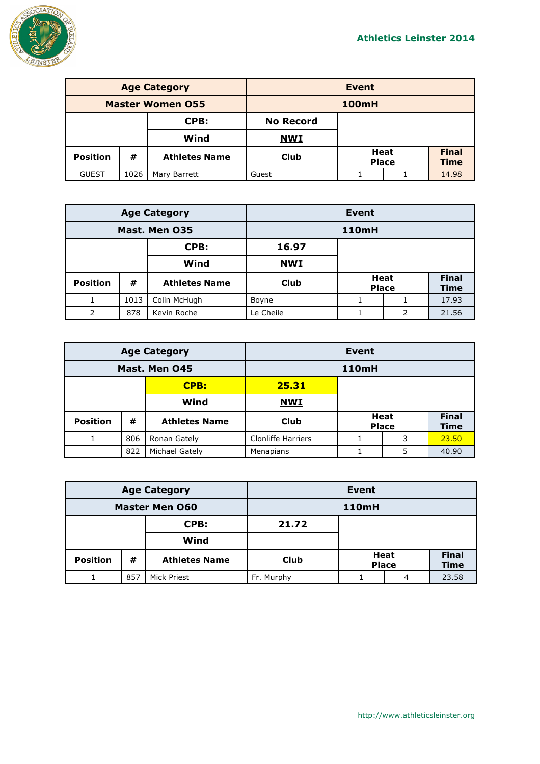| Age Category | | | | Event | | |
|---|---|---|---|---|---|---|
| Master Women O55 | | | | 100mH | | |
| | | CPB: | No Record | | | |
| | | Wind | NWI | | | |
| Position | # | Athletes Name | Club | Heat | Place | Final Time |
| GUEST | 1026 | Mary Barrett | Guest | 1 | 1 | 14.98 |

| Age Category | | | | Event | | |
|---|---|---|---|---|---|---|
| Mast. Men O35 | | | | 110mH | | |
| | | CPB: | 16.97 | | | |
| | | Wind | NWI | | | |
| Position | # | Athletes Name | Club | Heat | Place | Final Time |
| 1 | 1013 | Colin McHugh | Boyne | 1 | 1 | 17.93 |
| 2 | 878 | Kevin Roche | Le Cheile | 1 | 2 | 21.56 |

| Age Category | | | | Event | | |
|---|---|---|---|---|---|---|
| Mast. Men O45 | | | | 110mH | | |
| | | CPB: | 25.31 | | | |
| | | Wind | NWI | | | |
| Position | # | Athletes Name | Club | Heat | Place | Final Time |
| 1 | 806 | Ronan Gately | Clonliffe Harriers | 1 | 3 | 23.50 |
| | 822 | Michael Gately | Menapians | 1 | 5 | 40.90 |

| Age Category | | | | Event | | |
|---|---|---|---|---|---|---|
| Master Men O60 | | | | 110mH | | |
| | | CPB: | 21.72 | | | |
| | | Wind | _ | | | |
| Position | # | Athletes Name | Club | Heat | Place | Final Time |
| 1 | 857 | Mick Priest | Fr. Murphy | 1 | 4 | 23.58 |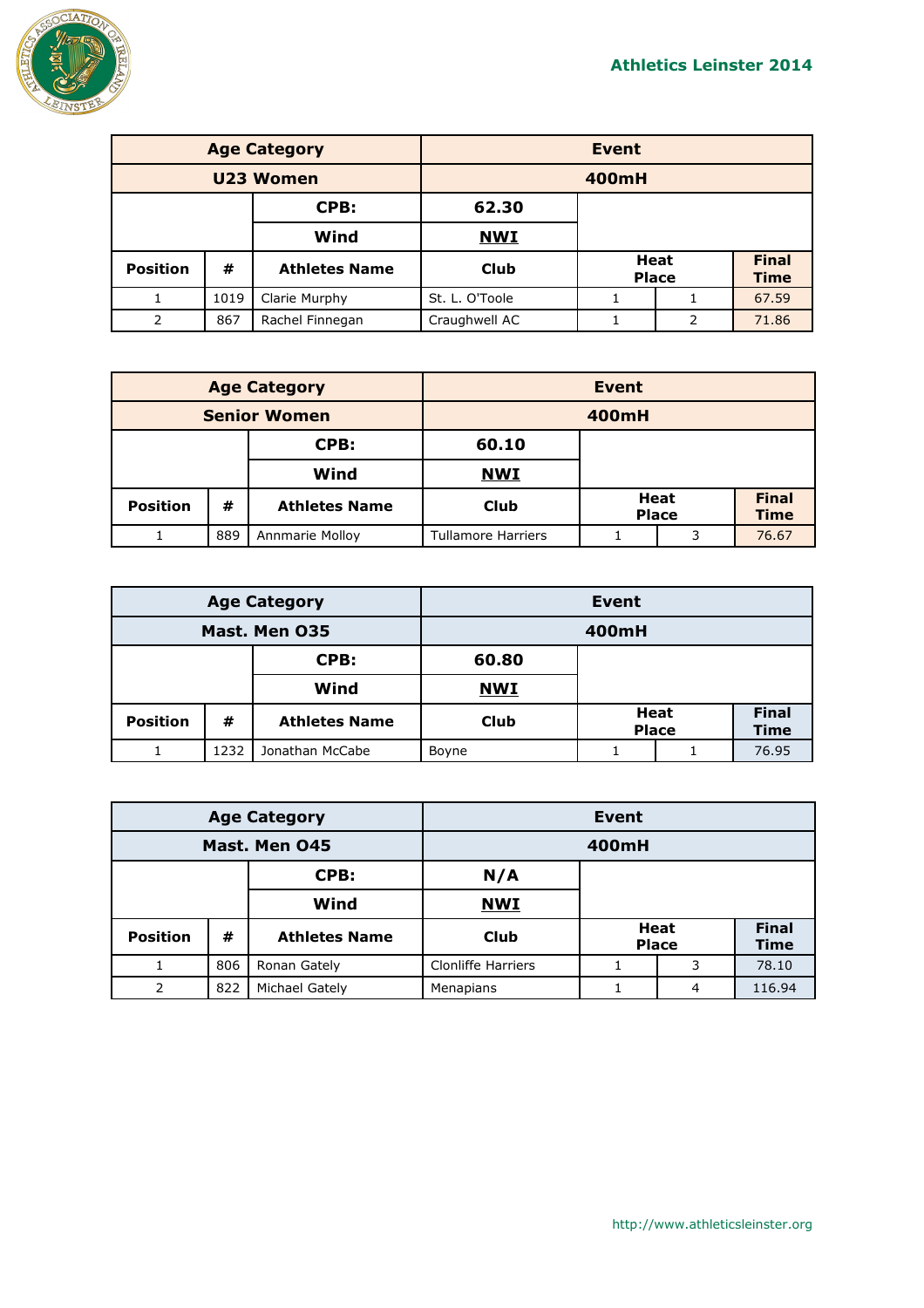| Age Category | | | Event | | | |
|---|---|---|---|---|---|---|
| U23 Women | | | 400mH | | | |
| | | CPB: | 62.30 | | | |
| | | Wind | NWI | | | |
| Position | # | Athletes Name | Club | Heat | Place | Final Time |
| 1 | 1019 | Clarie Murphy | St. L. O'Toole | 1 | 1 | 67.59 |
| 2 | 867 | Rachel Finnegan | Craughwell AC | 1 | 2 | 71.86 |

| Age Category | | | Event | | | |
|---|---|---|---|---|---|---|
| Senior Women | | | 400mH | | | |
| | | CPB: | 60.10 | | | |
| | | Wind | NWI | | | |
| Position | # | Athletes Name | Club | Heat | Place | Final Time |
| 1 | 889 | Annmarie Molloy | Tullamore Harriers | 1 | 3 | 76.67 |

| Age Category | | | Event | | | |
|---|---|---|---|---|---|---|
| Mast. Men O35 | | | 400mH | | | |
| | | CPB: | 60.80 | | | |
| | | Wind | NWI | | | |
| Position | # | Athletes Name | Club | Heat | Place | Final Time |
| 1 | 1232 | Jonathan McCabe | Boyne | 1 | 1 | 76.95 |

| Age Category | | | Event | | | |
|---|---|---|---|---|---|---|
| Mast. Men O45 | | | 400mH | | | |
| | | CPB: | N/A | | | |
| | | Wind | NWI | | | |
| Position | # | Athletes Name | Club | Heat | Place | Final Time |
| 1 | 806 | Ronan Gately | Clonliffe Harriers | 1 | 3 | 78.10 |
| 2 | 822 | Michael Gately | Menapians | 1 | 4 | 116.94 |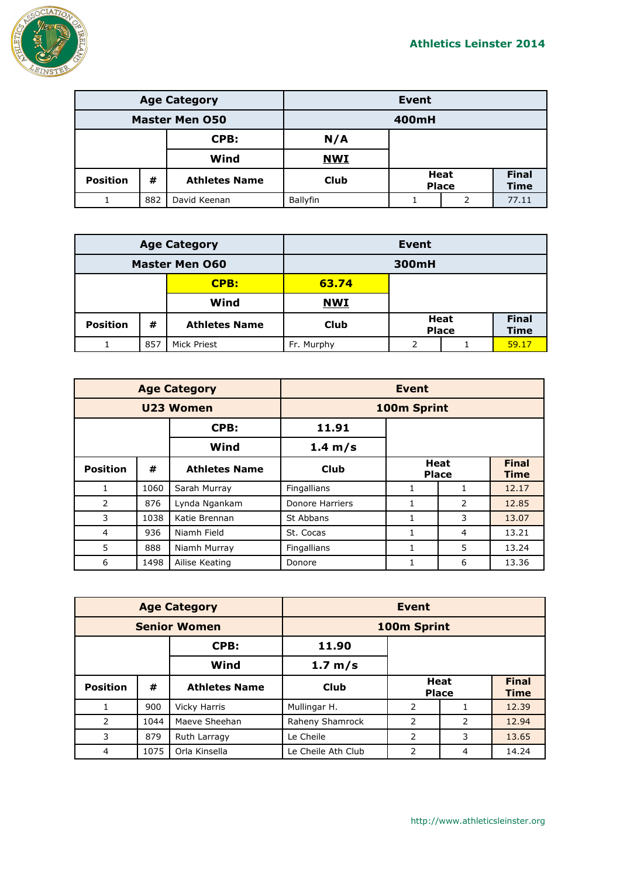| Age Category | | | Event | | | |
|---|---|---|---|---|---|---|
| Master Men O50 | | | 400mH | | | |
| | | CPB: | N/A | | | |
| | | Wind | NWI | | | |
| Position | # | Athletes Name | Club | Heat | Place | Final Time |
| 1 | 882 | David Keenan | Ballyfin | 1 | 2 | 77.11 |

| Age Category | | | Event | | | |
|---|---|---|---|---|---|---|
| Master Men O60 | | | 300mH | | | |
| | | CPB: | 63.74 | | | |
| | | Wind | NWI | | | |
| Position | # | Athletes Name | Club | Heat | Place | Final Time |
| 1 | 857 | Mick Priest | Fr. Murphy | 2 | 1 | 59.17 |

| Age Category | | | Event | | | |
|---|---|---|---|---|---|---|
| U23 Women | | | 100m Sprint | | | |
| | | CPB: | 11.91 | | | |
| | | Wind | 1.4 m/s | | | |
| Position | # | Athletes Name | Club | Heat | Place | Final Time |
| 1 | 1060 | Sarah Murray | Fingallians | 1 | 1 | 12.17 |
| 2 | 876 | Lynda Ngankam | Donore Harriers | 1 | 2 | 12.85 |
| 3 | 1038 | Katie Brennan | St Abbans | 1 | 3 | 13.07 |
| 4 | 936 | Niamh Field | St. Cocas | 1 | 4 | 13.21 |
| 5 | 888 | Niamh Murray | Fingallians | 1 | 5 | 13.24 |
| 6 | 1498 | Ailise Keating | Donore | 1 | 6 | 13.36 |

| Age Category | | | Event | | | |
|---|---|---|---|---|---|---|
| Senior Women | | | 100m Sprint | | | |
| | | CPB: | 11.90 | | | |
| | | Wind | 1.7 m/s | | | |
| Position | # | Athletes Name | Club | Heat | Place | Final Time |
| 1 | 900 | Vicky Harris | Mullingar H. | 2 | 1 | 12.39 |
| 2 | 1044 | Maeve Sheehan | Raheny Shamrock | 2 | 2 | 12.94 |
| 3 | 879 | Ruth Larragy | Le Cheile | 2 | 3 | 13.65 |
| 4 | 1075 | Orla Kinsella | Le Cheile Ath Club | 2 | 4 | 14.24 |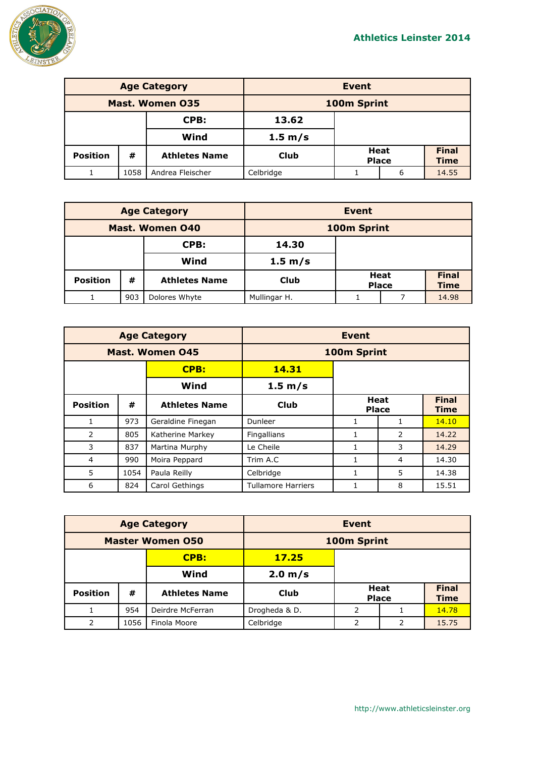| Age Category | | | Event | | | |
|---|---|---|---|---|---|---|
| **Mast. Women O35** | | | **100m Sprint** | | | |
| | | **CPB:** | **13.62** | | | |
| | | **Wind** | **1.5 m/s** | | | |
| **Position** | **#** | **Athletes Name** | **Club** | **Heat** | **Place** | **Final Time** |
| 1 | 1058 | Andrea Fleischer | Celbridge | 1 | 6 | 14.55 |

| Age Category | | | Event | | | |
|---|---|---|---|---|---|---|
| **Mast. Women O40** | | | **100m Sprint** | | | |
| | | **CPB:** | **14.30** | | | |
| | | **Wind** | **1.5 m/s** | | | |
| **Position** | **#** | **Athletes Name** | **Club** | **Heat** | **Place** | **Final Time** |
| 1 | 903 | Dolores Whyte | Mullingar H. | 1 | 7 | 14.98 |

| Age Category | | | Event | | | |
|---|---|---|---|---|---|---|
| **Mast. Women O45** | | | **100m Sprint** | | | |
| | | **CPB:** | **14.31** | | | |
| | | **Wind** | **1.5 m/s** | | | |
| **Position** | **#** | **Athletes Name** | **Club** | **Heat** | **Place** | **Final Time** |
| 1 | 973 | Geraldine Finegan | Dunleer | 1 | 1 | 14.10 |
| 2 | 805 | Katherine Markey | Fingallians | 1 | 2 | 14.22 |
| 3 | 837 | Martina Murphy | Le Cheile | 1 | 3 | 14.29 |
| 4 | 990 | Moira Peppard | Trim A.C | 1 | 4 | 14.30 |
| 5 | 1054 | Paula Reilly | Celbridge | 1 | 5 | 14.38 |
| 6 | 824 | Carol Gethings | Tullamore Harriers | 1 | 8 | 15.51 |

| Age Category | | | Event | | | |
|---|---|---|---|---|---|---|
| **Master Women O50** | | | **100m Sprint** | | | |
| | | **CPB:** | **17.25** | | | |
| | | **Wind** | **2.0 m/s** | | | |
| **Position** | **#** | **Athletes Name** | **Club** | **Heat** | **Place** | **Final Time** |
| 1 | 954 | Deirdre McFerran | Drogheda & D. | 2 | 1 | 14.78 |
| 2 | 1056 | Finola Moore | Celbridge | 2 | 2 | 15.75 |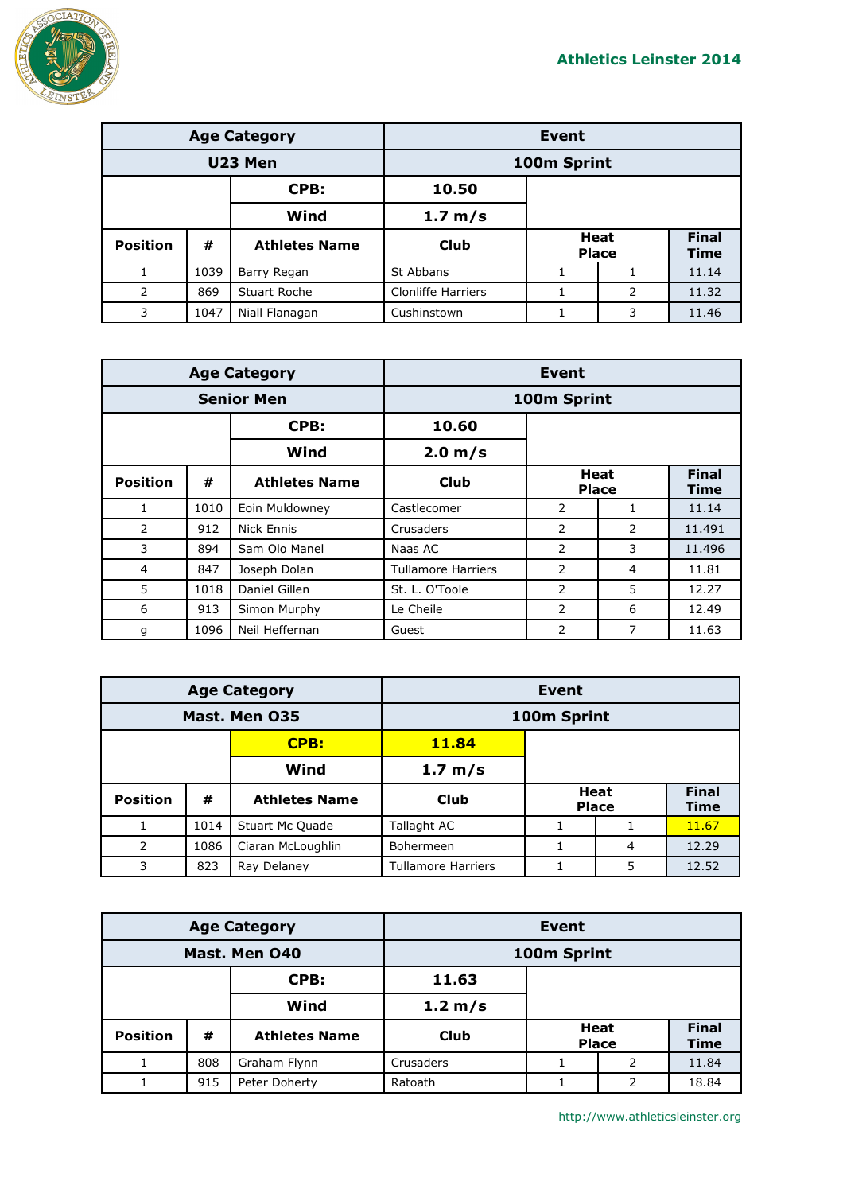**Athletics Leinster 2014**

| Age Category | | | Event | | | |
|---|---|---|---|---|---|---|
| U23 Men | | | 100m Sprint | | | |
| | | CPB: | 10.50 | | | |
| | | Wind | 1.7 m/s | | | |
| Position | # | Athletes Name | Club | Heat | Place | Final Time |
| 1 | 1039 | Barry Regan | St Abbans | 1 | 1 | 11.14 |
| 2 | 869 | Stuart Roche | Clonliffe Harriers | 1 | 2 | 11.32 |
| 3 | 1047 | Niall Flanagan | Cushinstown | 1 | 3 | 11.46 |

| Age Category | | | Event | | | |
|---|---|---|---|---|---|---|
| Senior Men | | | 100m Sprint | | | |
| | | CPB: | 10.60 | | | |
| | | Wind | 2.0 m/s | | | |
| Position | # | Athletes Name | Club | Heat | Place | Final Time |
| 1 | 1010 | Eoin Muldowney | Castlecomer | 2 | 1 | 11.14 |
| 2 | 912 | Nick Ennis | Crusaders | 2 | 2 | 11.491 |
| 3 | 894 | Sam Olo Manel | Naas AC | 2 | 3 | 11.496 |
| 4 | 847 | Joseph Dolan | Tullamore Harriers | 2 | 4 | 11.81 |
| 5 | 1018 | Daniel Gillen | St. L. O'Toole | 2 | 5 | 12.27 |
| 6 | 913 | Simon Murphy | Le Cheile | 2 | 6 | 12.49 |
| g | 1096 | Neil Heffernan | Guest | 2 | 7 | 11.63 |

| Age Category | | | Event | | | |
|---|---|---|---|---|---|---|
| Mast. Men O35 | | | 100m Sprint | | | |
| | | CPB: | 11.84 | | | |
| | | Wind | 1.7 m/s | | | |
| Position | # | Athletes Name | Club | Heat | Place | Final Time |
| 1 | 1014 | Stuart Mc Quade | Tallaght AC | 1 | 1 | 11.67 |
| 2 | 1086 | Ciaran McLoughlin | Bohermeen | 1 | 4 | 12.29 |
| 3 | 823 | Ray Delaney | Tullamore Harriers | 1 | 5 | 12.52 |

| Age Category | | | Event | | | |
|---|---|---|---|---|---|---|
| Mast. Men O40 | | | 100m Sprint | | | |
| | | CPB: | 11.63 | | | |
| | | Wind | 1.2 m/s | | | |
| Position | # | Athletes Name | Club | Heat | Place | Final Time |
| 1 | 808 | Graham Flynn | Crusaders | 1 | 2 | 11.84 |
| 1 | 915 | Peter Doherty | Ratoath | 1 | 2 | 18.84 |

http://www.athleticsleinster.org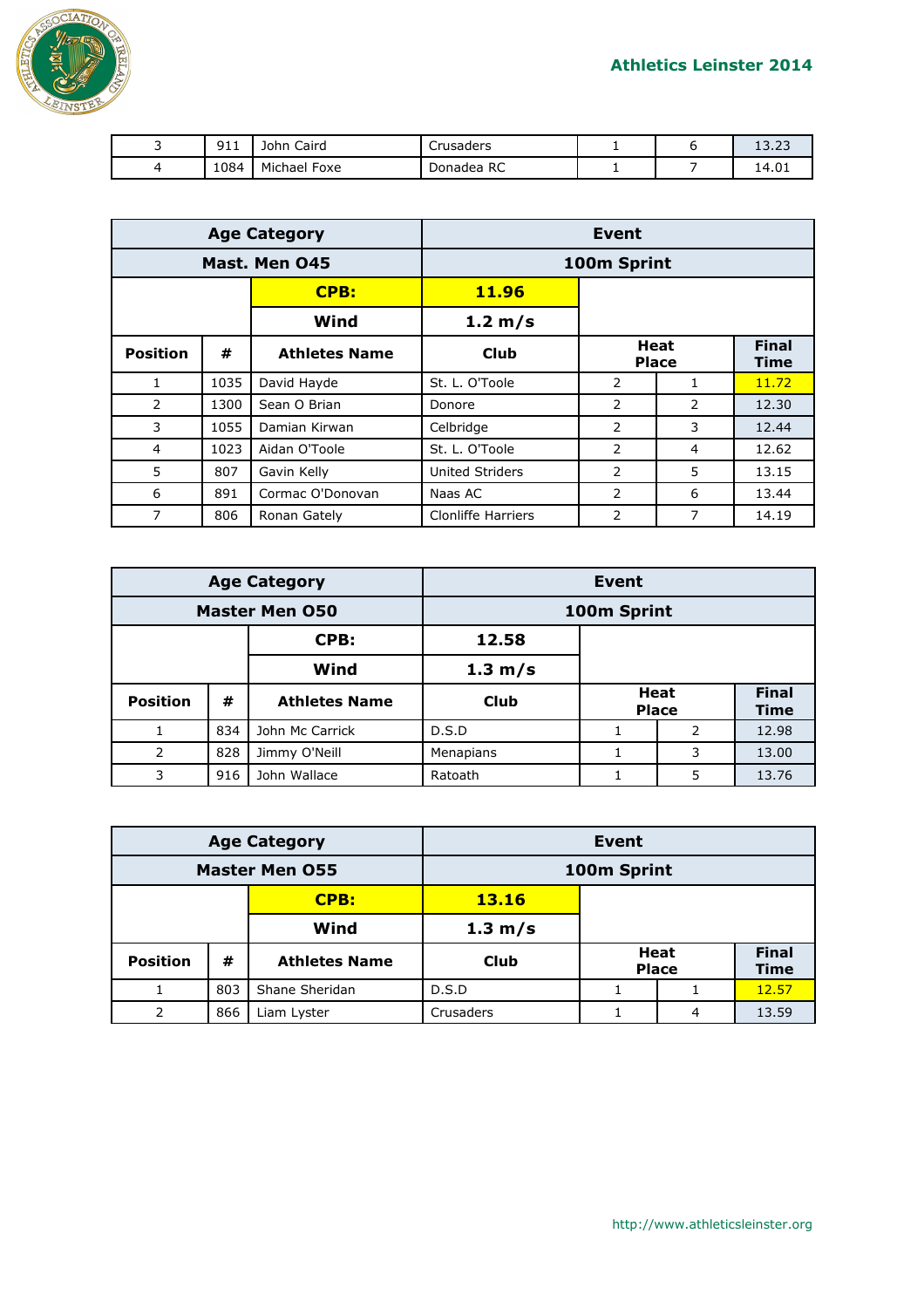| 3 | 911 | John Caird | Crusaders | 1 | 6 | 13.23 |
|---|---|---|---|---|---|---|
| 4 | 1084 | Michael Foxe | Donadea RC | 1 | 7 | 14.01 |

| Age Category | | | Event | | | |
|---|---|---|---|---|---|---|
| Mast. Men O45 | | | 100m Sprint | | | |
| | | CPB: | 11.96 | | | |
| | | Wind | 1.2 m/s | | | |
| Position | # | Athletes Name | Club | Heat Place | | Final Time |
| 1 | 1035 | David Hayde | St. L. O'Toole | 2 | 1 | 11.72 |
| 2 | 1300 | Sean O Brian | Donore | 2 | 2 | 12.30 |
| 3 | 1055 | Damian Kirwan | Celbridge | 2 | 3 | 12.44 |
| 4 | 1023 | Aidan O'Toole | St. L. O'Toole | 2 | 4 | 12.62 |
| 5 | 807 | Gavin Kelly | United Striders | 2 | 5 | 13.15 |
| 6 | 891 | Cormac O'Donovan | Naas AC | 2 | 6 | 13.44 |
| 7 | 806 | Ronan Gately | Clonliffe Harriers | 2 | 7 | 14.19 |

| Age Category | | | Event | | | |
|---|---|---|---|---|---|---|
| Master Men O50 | | | 100m Sprint | | | |
| | | CPB: | 12.58 | | | |
| | | Wind | 1.3 m/s | | | |
| Position | # | Athletes Name | Club | Heat Place | | Final Time |
| 1 | 834 | John Mc Carrick | D.S.D | 1 | 2 | 12.98 |
| 2 | 828 | Jimmy O'Neill | Menapians | 1 | 3 | 13.00 |
| 3 | 916 | John Wallace | Ratoath | 1 | 5 | 13.76 |

| Age Category | | | Event | | | |
|---|---|---|---|---|---|---|
| Master Men O55 | | | 100m Sprint | | | |
| | | CPB: | 13.16 | | | |
| | | Wind | 1.3 m/s | | | |
| Position | # | Athletes Name | Club | Heat Place | | Final Time |
| 1 | 803 | Shane Sheridan | D.S.D | 1 | 1 | 12.57 |
| 2 | 866 | Liam Lyster | Crusaders | 1 | 4 | 13.59 |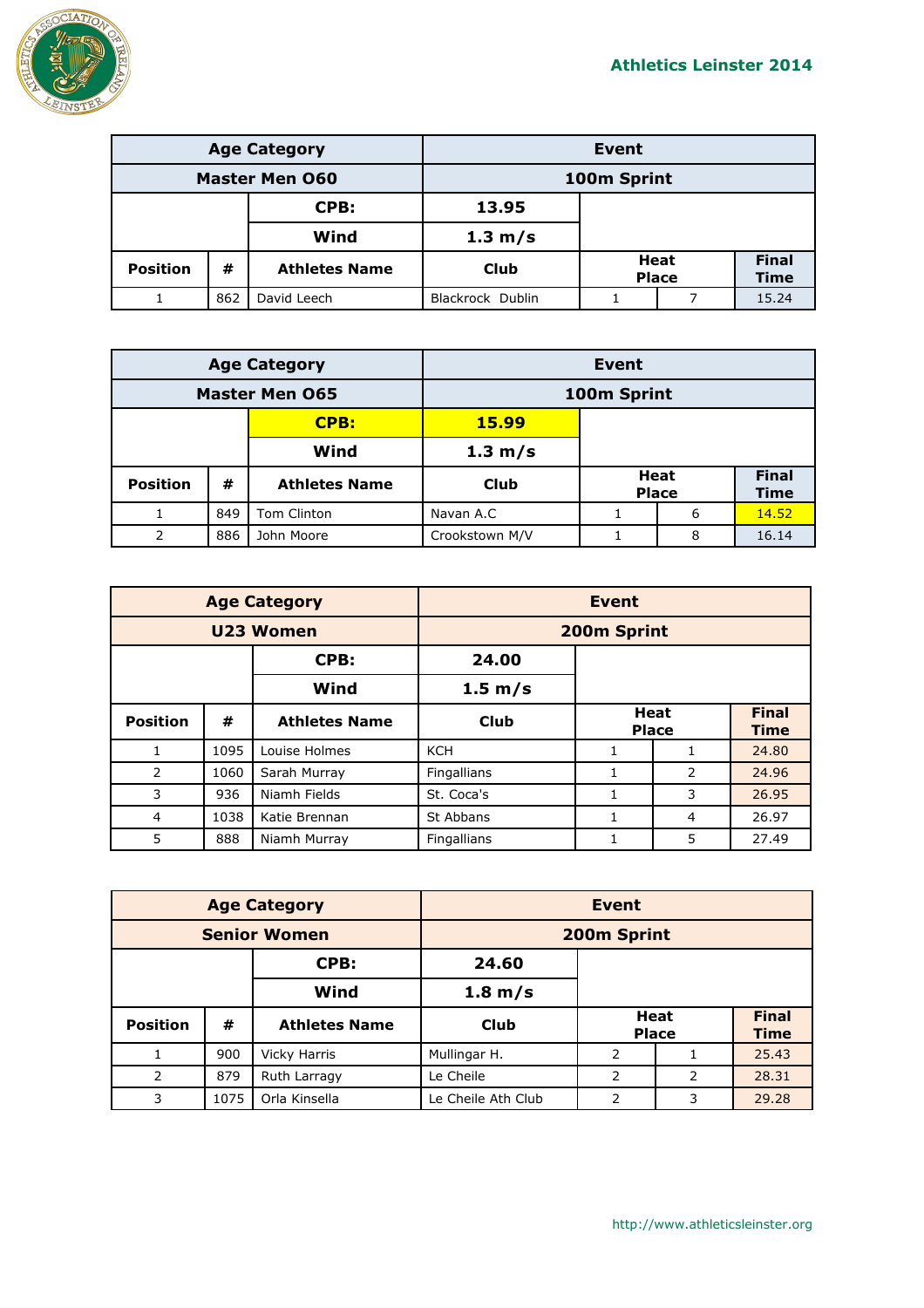| Age Category | | | Event | | | |
|---|---|---|---|---|---|---|
| Master Men O60 | | | 100m Sprint | | | |
| | | CPB: | 13.95 | | | |
| | | Wind | 1.3 m/s | | | |
| Position | # | Athletes Name | Club | Heat | Place | Final Time |
| 1 | 862 | David Leech | Blackrock Dublin | 1 | 7 | 15.24 |

| Age Category | | | Event | | | |
|---|---|---|---|---|---|---|
| Master Men O65 | | | 100m Sprint | | | |
| | | CPB: | 15.99 | | | |
| | | Wind | 1.3 m/s | | | |
| Position | # | Athletes Name | Club | Heat | Place | Final Time |
| 1 | 849 | Tom Clinton | Navan A.C | 1 | 6 | 14.52 |
| 2 | 886 | John Moore | Crookstown M/V | 1 | 8 | 16.14 |

| Age Category | | | Event | | | |
|---|---|---|---|---|---|---|
| U23 Women | | | 200m Sprint | | | |
| | | CPB: | 24.00 | | | |
| | | Wind | 1.5 m/s | | | |
| Position | # | Athletes Name | Club | Heat | Place | Final Time |
| 1 | 1095 | Louise Holmes | KCH | 1 | 1 | 24.80 |
| 2 | 1060 | Sarah Murray | Fingallians | 1 | 2 | 24.96 |
| 3 | 936 | Niamh Fields | St. Coca's | 1 | 3 | 26.95 |
| 4 | 1038 | Katie Brennan | St Abbans | 1 | 4 | 26.97 |
| 5 | 888 | Niamh Murray | Fingallians | 1 | 5 | 27.49 |

| Age Category | | | Event | | | |
|---|---|---|---|---|---|---|
| Senior Women | | | 200m Sprint | | | |
| | | CPB: | 24.60 | | | |
| | | Wind | 1.8 m/s | | | |
| Position | # | Athletes Name | Club | Heat | Place | Final Time |
| 1 | 900 | Vicky Harris | Mullingar H. | 2 | 1 | 25.43 |
| 2 | 879 | Ruth Larragy | Le Cheile | 2 | 2 | 28.31 |
| 3 | 1075 | Orla Kinsella | Le Cheile Ath Club | 2 | 3 | 29.28 |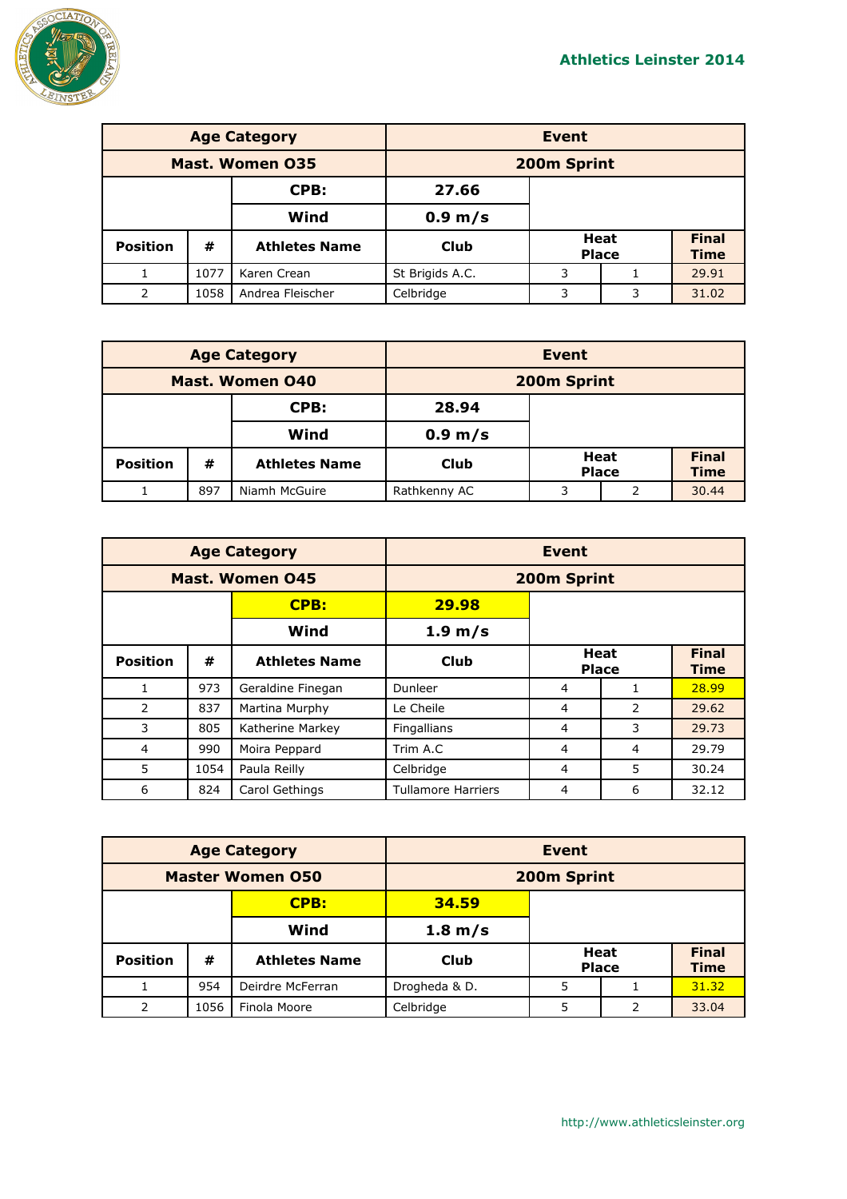Athletics Leinster 2014

| Age Category | | | Event | | | |
|---|---|---|---|---|---|---|
| **Mast. Women O35** | | | **200m Sprint** | | | |
| | | **CPB:** | **27.66** | | | |
| | | **Wind** | **0.9 m/s** | | | |
| **Position** | **#** | **Athletes Name** | **Club** | **Heat** | **Place** | **Final Time** |
| 1 | 1077 | Karen Crean | St Brigids A.C. | 3 | 1 | 29.91 |
| 2 | 1058 | Andrea Fleischer | Celbridge | 3 | 3 | 31.02 |

| Age Category | | | Event | | | |
|---|---|---|---|---|---|---|
| **Mast. Women O40** | | | **200m Sprint** | | | |
| | | **CPB:** | **28.94** | | | |
| | | **Wind** | **0.9 m/s** | | | |
| **Position** | **#** | **Athletes Name** | **Club** | **Heat** | **Place** | **Final Time** |
| 1 | 897 | Niamh McGuire | Rathkenny AC | 3 | 2 | 30.44 |

| Age Category | | | Event | | | |
|---|---|---|---|---|---|---|
| **Mast. Women O45** | | | **200m Sprint** | | | |
| | | **CPB:** | **29.98** | | | |
| | | **Wind** | **1.9 m/s** | | | |
| **Position** | **#** | **Athletes Name** | **Club** | **Heat** | **Place** | **Final Time** |
| 1 | 973 | Geraldine Finegan | Dunleer | 4 | 1 | 28.99 |
| 2 | 837 | Martina Murphy | Le Cheile | 4 | 2 | 29.62 |
| 3 | 805 | Katherine Markey | Fingallians | 4 | 3 | 29.73 |
| 4 | 990 | Moira Peppard | Trim A.C | 4 | 4 | 29.79 |
| 5 | 1054 | Paula Reilly | Celbridge | 4 | 5 | 30.24 |
| 6 | 824 | Carol Gethings | Tullamore Harriers | 4 | 6 | 32.12 |

| Age Category | | | Event | | | |
|---|---|---|---|---|---|---|
| **Master Women O50** | | | **200m Sprint** | | | |
| | | **CPB:** | **34.59** | | | |
| | | **Wind** | **1.8 m/s** | | | |
| **Position** | **#** | **Athletes Name** | **Club** | **Heat** | **Place** | **Final Time** |
| 1 | 954 | Deirdre McFerran | Drogheda & D. | 5 | 1 | 31.32 |
| 2 | 1056 | Finola Moore | Celbridge | 5 | 2 | 33.04 |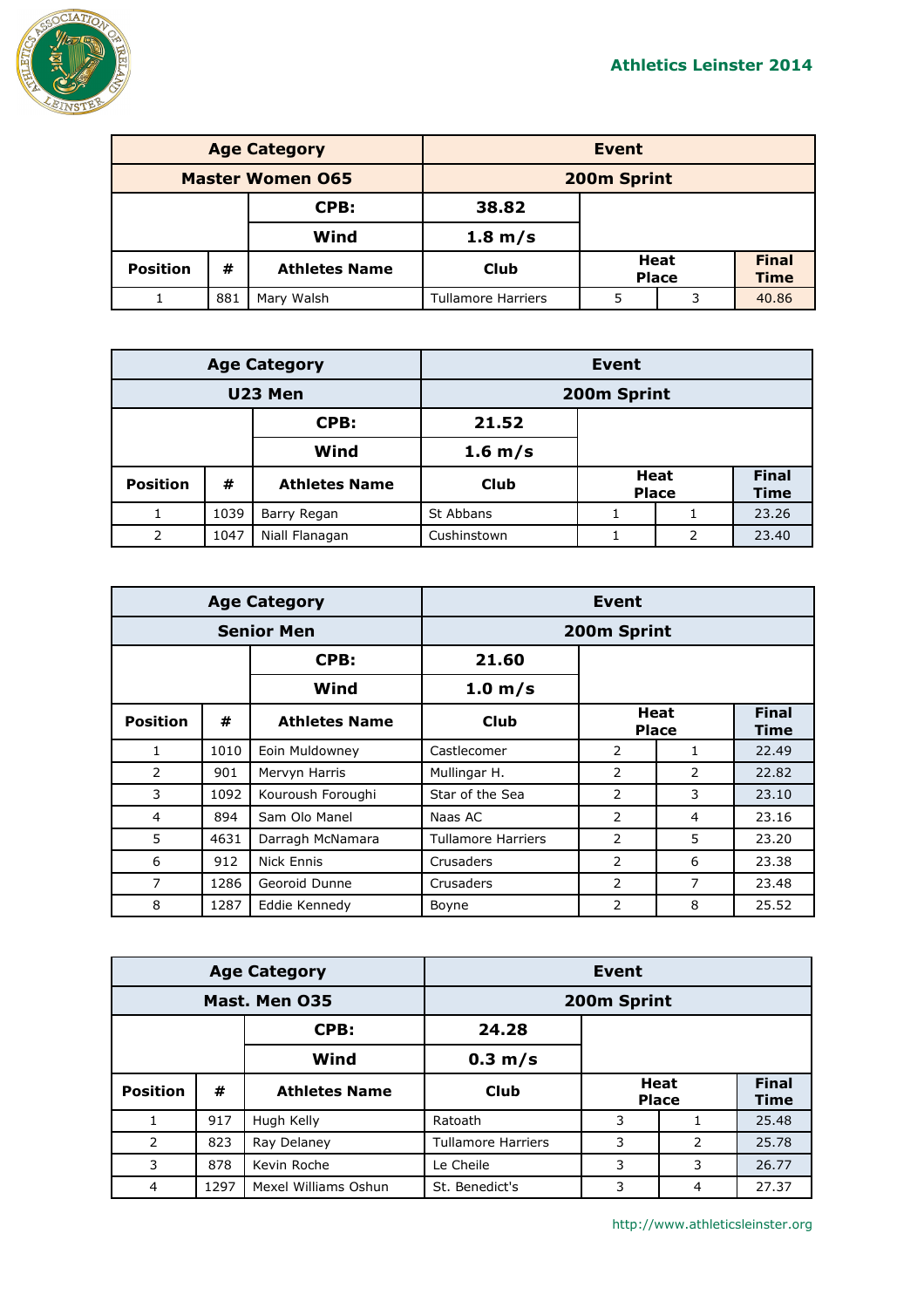## Athletics Leinster 2014

| Age Category | | | Event | | | |
|---|---|---|---|---|---|---|
| **Master Women O65** | | | **200m Sprint** | | | |
| | | **CPB:** | **38.82** | | | |
| | | **Wind** | **1.8 m/s** | | | |
| **Position** | **#** | **Athletes Name** | **Club** | **Heat** | **Place** | **Final Time** |
| 1 | 881 | Mary Walsh | Tullamore Harriers | 5 | 3 | 40.86 |

| Age Category | | | Event | | | |
|---|---|---|---|---|---|---|
| **U23 Men** | | | **200m Sprint** | | | |
| | | **CPB:** | **21.52** | | | |
| | | **Wind** | **1.6 m/s** | | | |
| **Position** | **#** | **Athletes Name** | **Club** | **Heat** | **Place** | **Final Time** |
| 1 | 1039 | Barry Regan | St Abbans | 1 | 1 | 23.26 |
| 2 | 1047 | Niall Flanagan | Cushinstown | 1 | 2 | 23.40 |

| Age Category | | | Event | | | |
|---|---|---|---|---|---|---|
| **Senior Men** | | | **200m Sprint** | | | |
| | | **CPB:** | **21.60** | | | |
| | | **Wind** | **1.0 m/s** | | | |
| **Position** | **#** | **Athletes Name** | **Club** | **Heat** | **Place** | **Final Time** |
| 1 | 1010 | Eoin Muldowney | Castlecomer | 2 | 1 | 22.49 |
| 2 | 901 | Mervyn Harris | Mullingar H. | 2 | 2 | 22.82 |
| 3 | 1092 | Kouroush Foroughi | Star of the Sea | 2 | 3 | 23.10 |
| 4 | 894 | Sam Olo Manel | Naas AC | 2 | 4 | 23.16 |
| 5 | 4631 | Darragh McNamara | Tullamore Harriers | 2 | 5 | 23.20 |
| 6 | 912 | Nick Ennis | Crusaders | 2 | 6 | 23.38 |
| 7 | 1286 | Georoid Dunne | Crusaders | 2 | 7 | 23.48 |
| 8 | 1287 | Eddie Kennedy | Boyne | 2 | 8 | 25.52 |

| Age Category | | | Event | | | |
|---|---|---|---|---|---|---|
| **Mast. Men O35** | | | **200m Sprint** | | | |
| | | **CPB:** | **24.28** | | | |
| | | **Wind** | **0.3 m/s** | | | |
| **Position** | **#** | **Athletes Name** | **Club** | **Heat** | **Place** | **Final Time** |
| 1 | 917 | Hugh Kelly | Ratoath | 3 | 1 | 25.48 |
| 2 | 823 | Ray Delaney | Tullamore Harriers | 3 | 2 | 25.78 |
| 3 | 878 | Kevin Roche | Le Cheile | 3 | 3 | 26.77 |
| 4 | 1297 | Mexel Williams Oshun | St. Benedict's | 3 | 4 | 27.37 |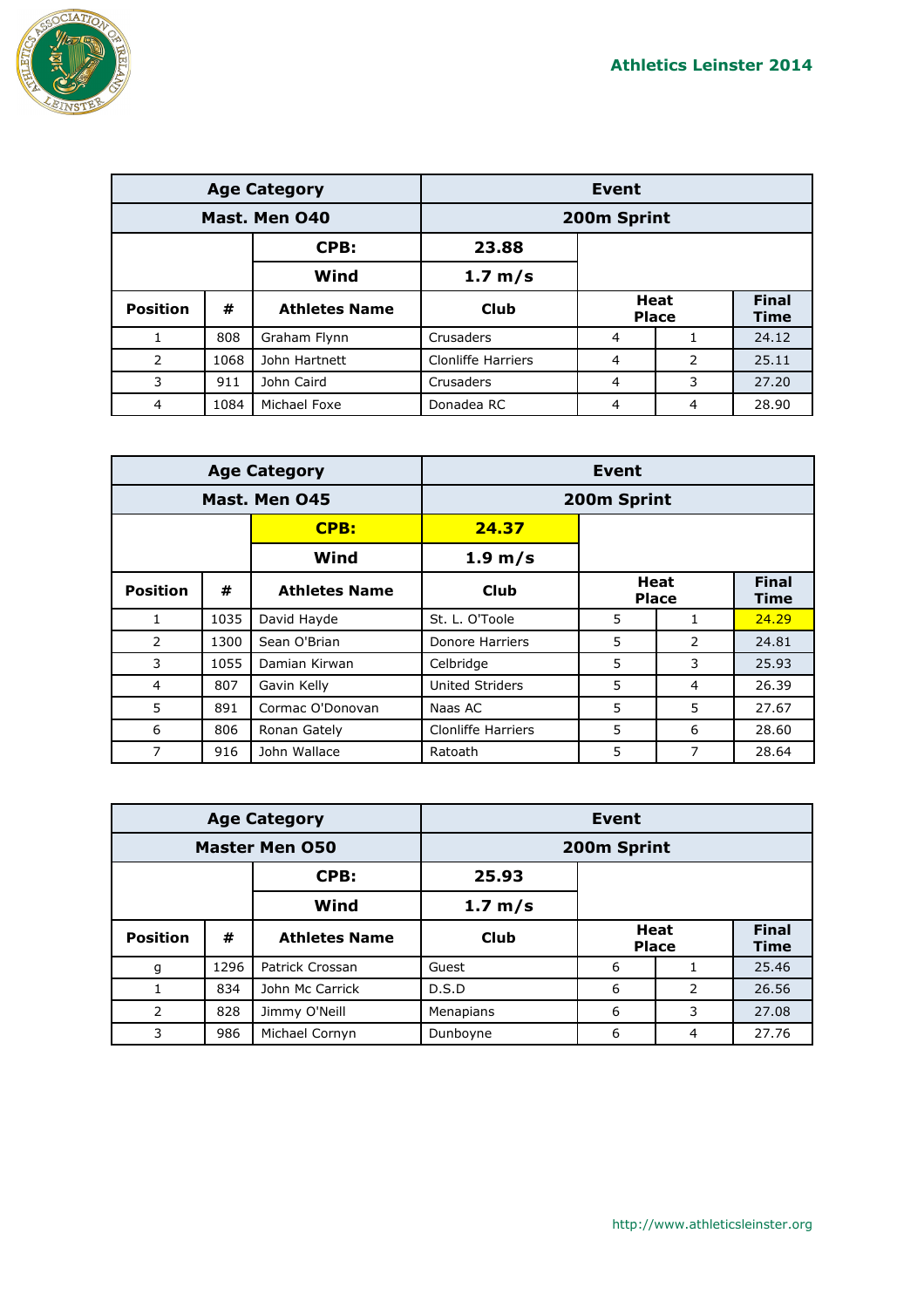| Age Category | | | Event | | | |
|---|---|---|---|---|---|---|
| Mast. Men O40 | | | 200m Sprint | | | |
| | | CPB: | 23.88 | | | |
| | | Wind | 1.7 m/s | | | |
| Position | # | Athletes Name | Club | Heat | Place | Final Time |
| 1 | 808 | Graham Flynn | Crusaders | 4 | 1 | 24.12 |
| 2 | 1068 | John Hartnett | Clonliffe Harriers | 4 | 2 | 25.11 |
| 3 | 911 | John Caird | Crusaders | 4 | 3 | 27.20 |
| 4 | 1084 | Michael Foxe | Donadea RC | 4 | 4 | 28.90 |

| Age Category | | | Event | | | |
|---|---|---|---|---|---|---|
| Mast. Men O45 | | | 200m Sprint | | | |
| | | CPB: | 24.37 | | | |
| | | Wind | 1.9 m/s | | | |
| Position | # | Athletes Name | Club | Heat | Place | Final Time |
| 1 | 1035 | David Hayde | St. L. O'Toole | 5 | 1 | 24.29 |
| 2 | 1300 | Sean O'Brian | Donore Harriers | 5 | 2 | 24.81 |
| 3 | 1055 | Damian Kirwan | Celbridge | 5 | 3 | 25.93 |
| 4 | 807 | Gavin Kelly | United Striders | 5 | 4 | 26.39 |
| 5 | 891 | Cormac O'Donovan | Naas AC | 5 | 5 | 27.67 |
| 6 | 806 | Ronan Gately | Clonliffe Harriers | 5 | 6 | 28.60 |
| 7 | 916 | John Wallace | Ratoath | 5 | 7 | 28.64 |

| Age Category | | | Event | | | |
|---|---|---|---|---|---|---|
| Master Men O50 | | | 200m Sprint | | | |
| | | CPB: | 25.93 | | | |
| | | Wind | 1.7 m/s | | | |
| Position | # | Athletes Name | Club | Heat | Place | Final Time |
| g | 1296 | Patrick Crossan | Guest | 6 | 1 | 25.46 |
| 1 | 834 | John Mc Carrick | D.S.D | 6 | 2 | 26.56 |
| 2 | 828 | Jimmy O'Neill | Menapians | 6 | 3 | 27.08 |
| 3 | 986 | Michael Cornyn | Dunboyne | 6 | 4 | 27.76 |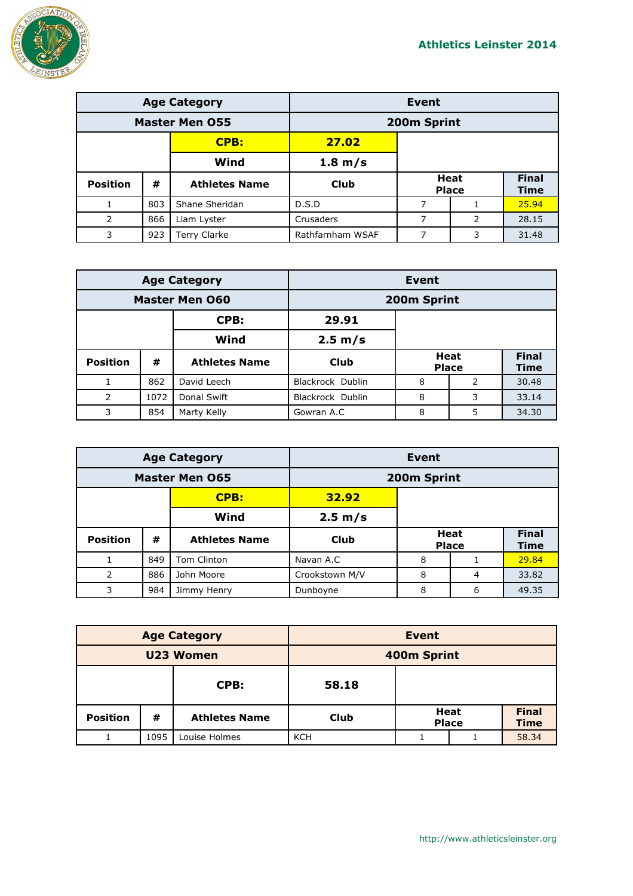| Age Category | | | Event | | | |
|---|---|---|---|---|---|---|
| Master Men O55 | | | 200m Sprint | | | |
| | | CPB: | 27.02 | | | |
| | | Wind | 1.8 m/s | | | |
| Position | # | Athletes Name | Club | Heat | Place | Final Time |
| 1 | 803 | Shane Sheridan | D.S.D | 7 | 1 | 25.94 |
| 2 | 866 | Liam Lyster | Crusaders | 7 | 2 | 28.15 |
| 3 | 923 | Terry Clarke | Rathfarnham WSAF | 7 | 3 | 31.48 |

| Age Category | | | Event | | | |
|---|---|---|---|---|---|---|
| Master Men O60 | | | 200m Sprint | | | |
| | | CPB: | 29.91 | | | |
| | | Wind | 2.5 m/s | | | |
| Position | # | Athletes Name | Club | Heat | Place | Final Time |
| 1 | 862 | David Leech | Blackrock Dublin | 8 | 2 | 30.48 |
| 2 | 1072 | Donal Swift | Blackrock Dublin | 8 | 3 | 33.14 |
| 3 | 854 | Marty Kelly | Gowran A.C | 8 | 5 | 34.30 |

| Age Category | | | Event | | | |
|---|---|---|---|---|---|---|
| Master Men O65 | | | 200m Sprint | | | |
| | | CPB: | 32.92 | | | |
| | | Wind | 2.5 m/s | | | |
| Position | # | Athletes Name | Club | Heat | Place | Final Time |
| 1 | 849 | Tom Clinton | Navan A.C | 8 | 1 | 29.84 |
| 2 | 886 | John Moore | Crookstown M/V | 8 | 4 | 33.82 |
| 3 | 984 | Jimmy Henry | Dunboyne | 8 | 6 | 49.35 |

| Age Category | | | Event | | | |
|---|---|---|---|---|---|---|
| U23 Women | | | 400m Sprint | | | |
| | | CPB: | 58.18 | | | |
| Position | # | Athletes Name | Club | Heat | Place | Final Time |
| 1 | 1095 | Louise Holmes | KCH | 1 | 1 | 58.34 |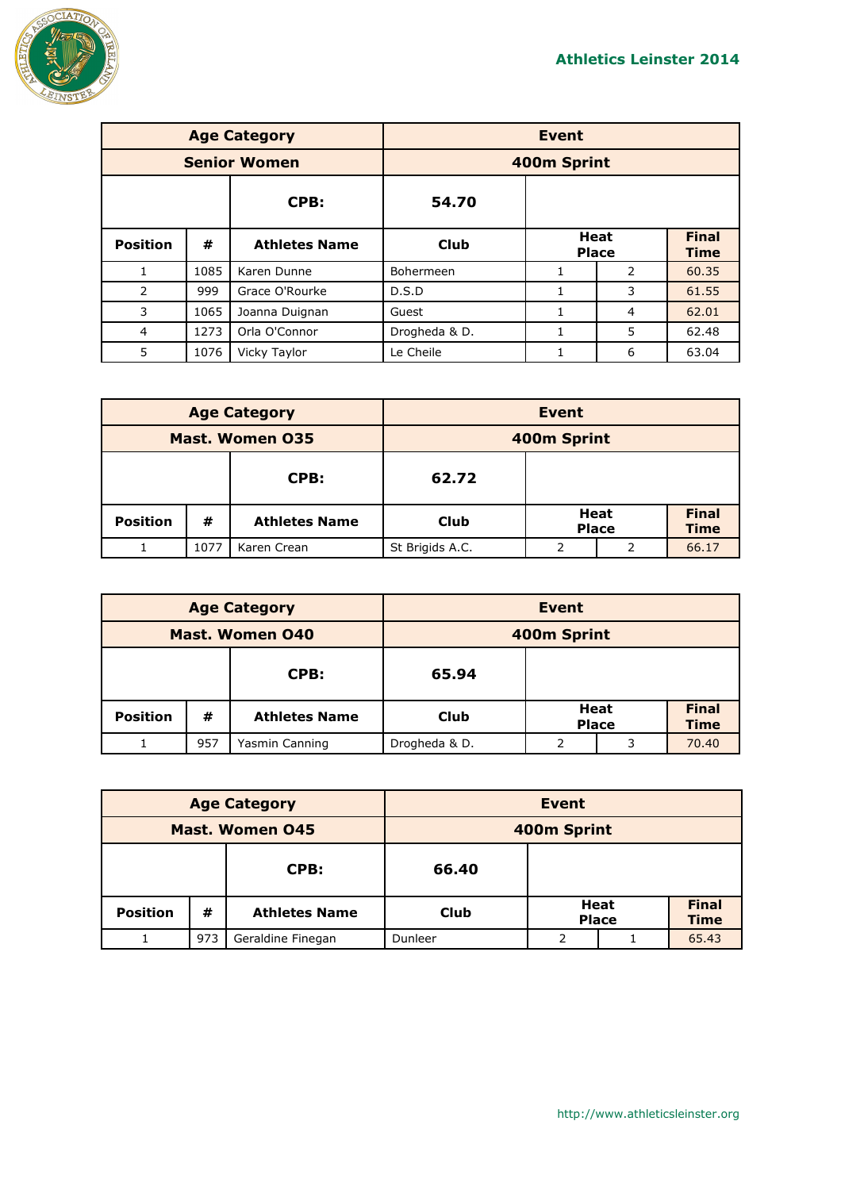| Age Category | | | Event | | | |
|---|---|---|---|---|---|---|
| Senior Women | | | 400m Sprint | | | |
| | | CPB: | 54.70 | | | |
| Position | # | Athletes Name | Club | Heat | Place | Final Time |
| 1 | 1085 | Karen Dunne | Bohermeen | 1 | 2 | 60.35 |
| 2 | 999 | Grace O'Rourke | D.S.D | 1 | 3 | 61.55 |
| 3 | 1065 | Joanna Duignan | Guest | 1 | 4 | 62.01 |
| 4 | 1273 | Orla O'Connor | Drogheda & D. | 1 | 5 | 62.48 |
| 5 | 1076 | Vicky Taylor | Le Cheile | 1 | 6 | 63.04 |

| Age Category | | | Event | | | |
|---|---|---|---|---|---|---|
| Mast. Women O35 | | | 400m Sprint | | | |
| | | CPB: | 62.72 | | | |
| Position | # | Athletes Name | Club | Heat | Place | Final Time |
| 1 | 1077 | Karen Crean | St Brigids A.C. | 2 | 2 | 66.17 |

| Age Category | | | Event | | | |
|---|---|---|---|---|---|---|
| Mast. Women O40 | | | 400m Sprint | | | |
| | | CPB: | 65.94 | | | |
| Position | # | Athletes Name | Club | Heat | Place | Final Time |
| 1 | 957 | Yasmin Canning | Drogheda & D. | 2 | 3 | 70.40 |

| Age Category | | | Event | | | |
|---|---|---|---|---|---|---|
| Mast. Women O45 | | | 400m Sprint | | | |
| | | CPB: | 66.40 | | | |
| Position | # | Athletes Name | Club | Heat | Place | Final Time |
| 1 | 973 | Geraldine Finegan | Dunleer | 2 | 1 | 65.43 |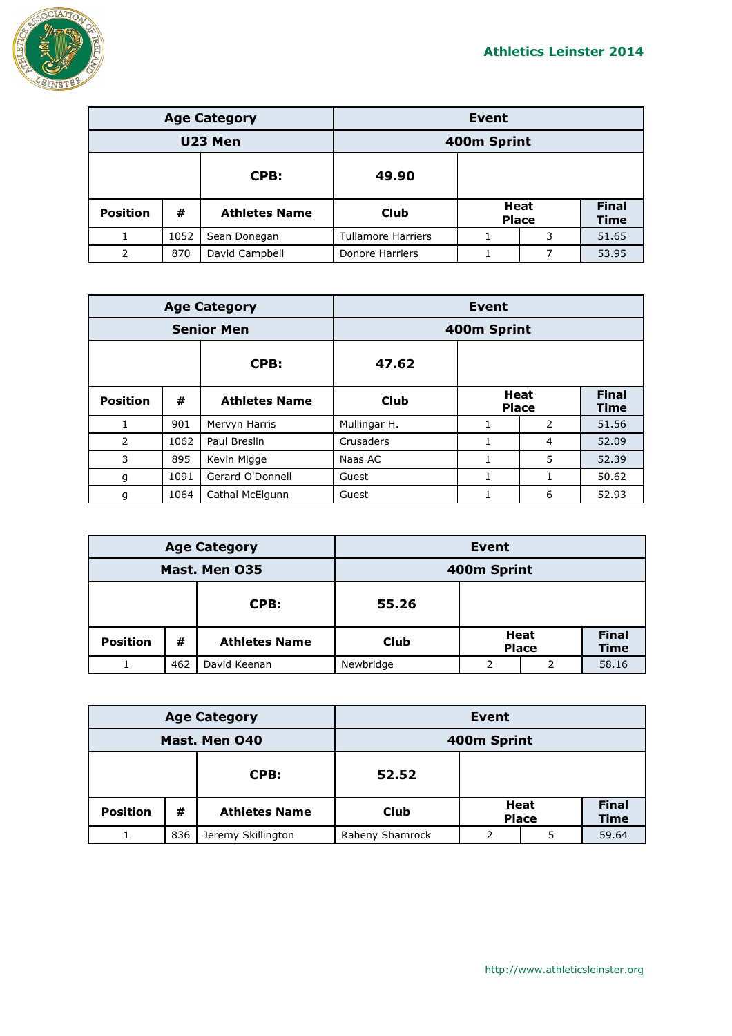| Age Category | | | Event | | | |
|---|---|---|---|---|---|---|
| U23 Men | | | 400m Sprint | | | |
| | | CPB: | 49.90 | | | |
| Position | # | Athletes Name | Club | Heat | Place | Final Time |
| 1 | 1052 | Sean Donegan | Tullamore Harriers | 1 | 3 | 51.65 |
| 2 | 870 | David Campbell | Donore Harriers | 1 | 7 | 53.95 |

| Age Category | | | Event | | | |
|---|---|---|---|---|---|---|
| Senior Men | | | 400m Sprint | | | |
| | | CPB: | 47.62 | | | |
| Position | # | Athletes Name | Club | Heat | Place | Final Time |
| 1 | 901 | Mervyn Harris | Mullingar H. | 1 | 2 | 51.56 |
| 2 | 1062 | Paul Breslin | Crusaders | 1 | 4 | 52.09 |
| 3 | 895 | Kevin Migge | Naas AC | 1 | 5 | 52.39 |
| g | 1091 | Gerard O'Donnell | Guest | 1 | 1 | 50.62 |
| g | 1064 | Cathal McElgunn | Guest | 1 | 6 | 52.93 |

| Age Category | | | Event | | | |
|---|---|---|---|---|---|---|
| Mast. Men O35 | | | 400m Sprint | | | |
| | | CPB: | 55.26 | | | |
| Position | # | Athletes Name | Club | Heat | Place | Final Time |
| 1 | 462 | David Keenan | Newbridge | 2 | 2 | 58.16 |

| Age Category | | | Event | | | |
|---|---|---|---|---|---|---|
| Mast. Men O40 | | | 400m Sprint | | | |
| | | CPB: | 52.52 | | | |
| Position | # | Athletes Name | Club | Heat | Place | Final Time |
| 1 | 836 | Jeremy Skillington | Raheny Shamrock | 2 | 5 | 59.64 |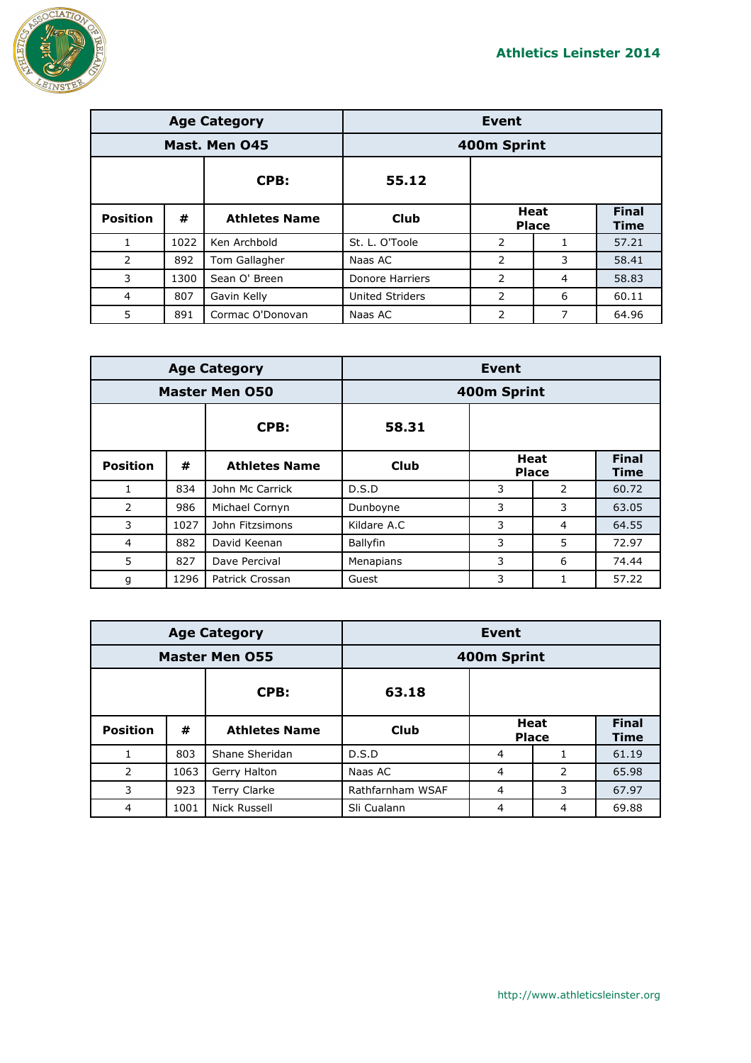# Athletics Leinster 2014

| Age Category | | | Event | | | |
|---|---|---|---|---|---|---|
| Mast. Men O45 | | | 400m Sprint | | | |
| | | CPB: | 55.12 | | | |
| Position | # | Athletes Name | Club | Heat | Place | Final Time |
| 1 | 1022 | Ken Archbold | St. L. O'Toole | 2 | 1 | 57.21 |
| 2 | 892 | Tom Gallagher | Naas AC | 2 | 3 | 58.41 |
| 3 | 1300 | Sean O' Breen | Donore Harriers | 2 | 4 | 58.83 |
| 4 | 807 | Gavin Kelly | United Striders | 2 | 6 | 60.11 |
| 5 | 891 | Cormac O'Donovan | Naas AC | 2 | 7 | 64.96 |

| Age Category | | | Event | | | |
|---|---|---|---|---|---|---|
| Master Men O50 | | | 400m Sprint | | | |
| | | CPB: | 58.31 | | | |
| Position | # | Athletes Name | Club | Heat | Place | Final Time |
| 1 | 834 | John Mc Carrick | D.S.D | 3 | 2 | 60.72 |
| 2 | 986 | Michael Cornyn | Dunboyne | 3 | 3 | 63.05 |
| 3 | 1027 | John Fitzsimons | Kildare A.C | 3 | 4 | 64.55 |
| 4 | 882 | David Keenan | Ballyfin | 3 | 5 | 72.97 |
| 5 | 827 | Dave Percival | Menapians | 3 | 6 | 74.44 |
| g | 1296 | Patrick Crossan | Guest | 3 | 1 | 57.22 |

| Age Category | | | Event | | | |
|---|---|---|---|---|---|---|
| Master Men O55 | | | 400m Sprint | | | |
| | | CPB: | 63.18 | | | |
| Position | # | Athletes Name | Club | Heat | Place | Final Time |
| 1 | 803 | Shane Sheridan | D.S.D | 4 | 1 | 61.19 |
| 2 | 1063 | Gerry Halton | Naas AC | 4 | 2 | 65.98 |
| 3 | 923 | Terry Clarke | Rathfarnham WSAF | 4 | 3 | 67.97 |
| 4 | 1001 | Nick Russell | Sli Cualann | 4 | 4 | 69.88 |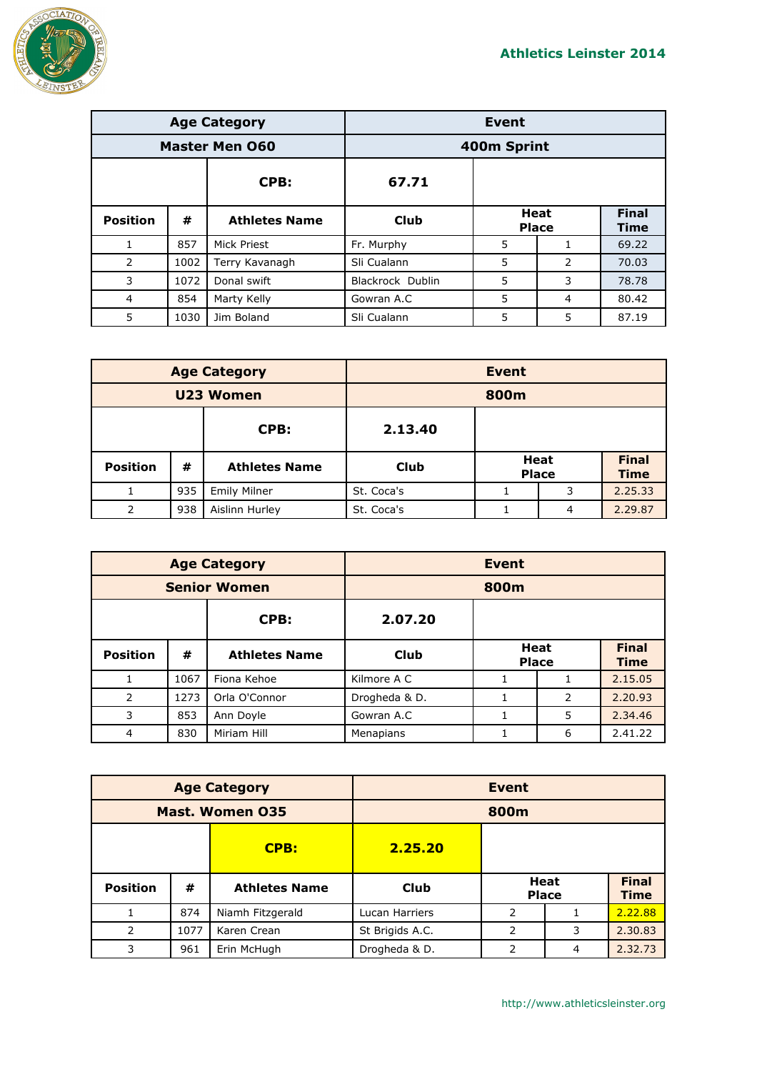| Age Category | | | Event | | | |
|---|---|---|---|---|---|---|
| Master Men O60 | | | 400m Sprint | | | |
| | | CPB: | 67.71 | | | |
| Position | # | Athletes Name | Club | Heat | Place | Final Time |
| 1 | 857 | Mick Priest | Fr. Murphy | 5 | 1 | 69.22 |
| 2 | 1002 | Terry Kavanagh | Sli Cualann | 5 | 2 | 70.03 |
| 3 | 1072 | Donal swift | Blackrock Dublin | 5 | 3 | 78.78 |
| 4 | 854 | Marty Kelly | Gowran A.C | 5 | 4 | 80.42 |
| 5 | 1030 | Jim Boland | Sli Cualann | 5 | 5 | 87.19 |

| Age Category | | | Event | | | |
|---|---|---|---|---|---|---|
| U23 Women | | | 800m | | | |
| | | CPB: | 2.13.40 | | | |
| Position | # | Athletes Name | Club | Heat | Place | Final Time |
| 1 | 935 | Emily Milner | St. Coca's | 1 | 3 | 2.25.33 |
| 2 | 938 | Aislinn Hurley | St. Coca's | 1 | 4 | 2.29.87 |

| Age Category | | | Event | | | |
|---|---|---|---|---|---|---|
| Senior Women | | | 800m | | | |
| | | CPB: | 2.07.20 | | | |
| Position | # | Athletes Name | Club | Heat | Place | Final Time |
| 1 | 1067 | Fiona Kehoe | Kilmore A C | 1 | 1 | 2.15.05 |
| 2 | 1273 | Orla O'Connor | Drogheda & D. | 1 | 2 | 2.20.93 |
| 3 | 853 | Ann Doyle | Gowran A.C | 1 | 5 | 2.34.46 |
| 4 | 830 | Miriam Hill | Menapians | 1 | 6 | 2.41.22 |

| Age Category | | | Event | | | |
|---|---|---|---|---|---|---|
| Mast. Women O35 | | | 800m | | | |
| | | CPB: | 2.25.20 | | | |
| Position | # | Athletes Name | Club | Heat | Place | Final Time |
| 1 | 874 | Niamh Fitzgerald | Lucan Harriers | 2 | 1 | 2.22.88 |
| 2 | 1077 | Karen Crean | St Brigids A.C. | 2 | 3 | 2.30.83 |
| 3 | 961 | Erin McHugh | Drogheda & D. | 2 | 4 | 2.32.73 |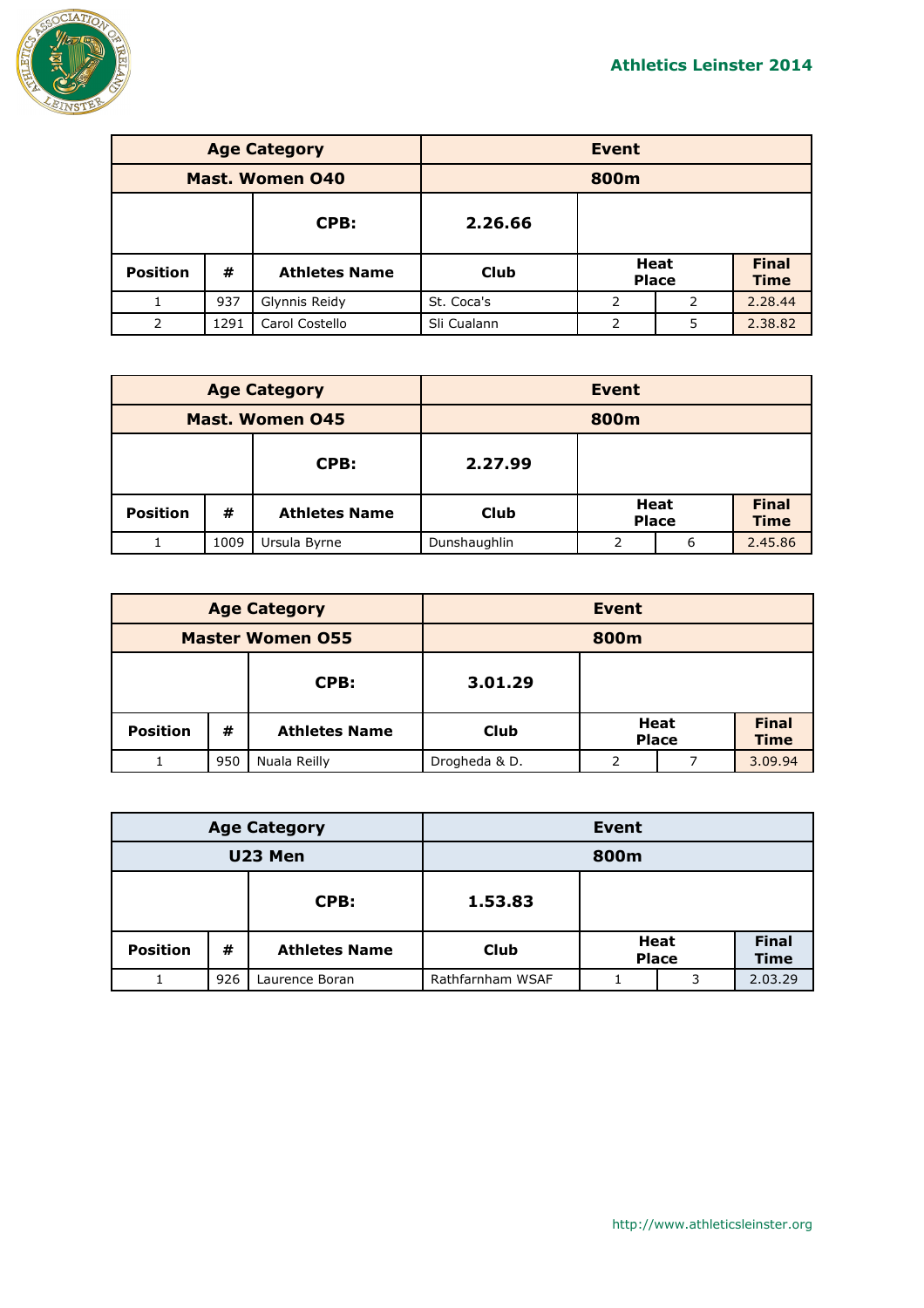| Age Category | | | Event | | | |
|---|---|---|---|---|---|---|
| Mast. Women O40 | | | 800m | | | |
| | | CPB: | 2.26.66 | | | |
| Position | # | Athletes Name | Club | Heat | Place | Final Time |
| 1 | 937 | Glynnis Reidy | St. Coca's | 2 | 2 | 2.28.44 |
| 2 | 1291 | Carol Costello | Sli Cualann | 2 | 5 | 2.38.82 |

| Age Category | | | Event | | | |
|---|---|---|---|---|---|---|
| Mast. Women O45 | | | 800m | | | |
| | | CPB: | 2.27.99 | | | |
| Position | # | Athletes Name | Club | Heat | Place | Final Time |
| 1 | 1009 | Ursula Byrne | Dunshaughlin | 2 | 6 | 2.45.86 |

| Age Category | | | Event | | | |
|---|---|---|---|---|---|---|
| Master Women O55 | | | 800m | | | |
| | | CPB: | 3.01.29 | | | |
| Position | # | Athletes Name | Club | Heat | Place | Final Time |
| 1 | 950 | Nuala Reilly | Drogheda & D. | 2 | 7 | 3.09.94 |

| Age Category | | | Event | | | |
|---|---|---|---|---|---|---|
| U23 Men | | | 800m | | | |
| | | CPB: | 1.53.83 | | | |
| Position | # | Athletes Name | Club | Heat | Place | Final Time |
| 1 | 926 | Laurence Boran | Rathfarnham WSAF | 1 | 3 | 2.03.29 |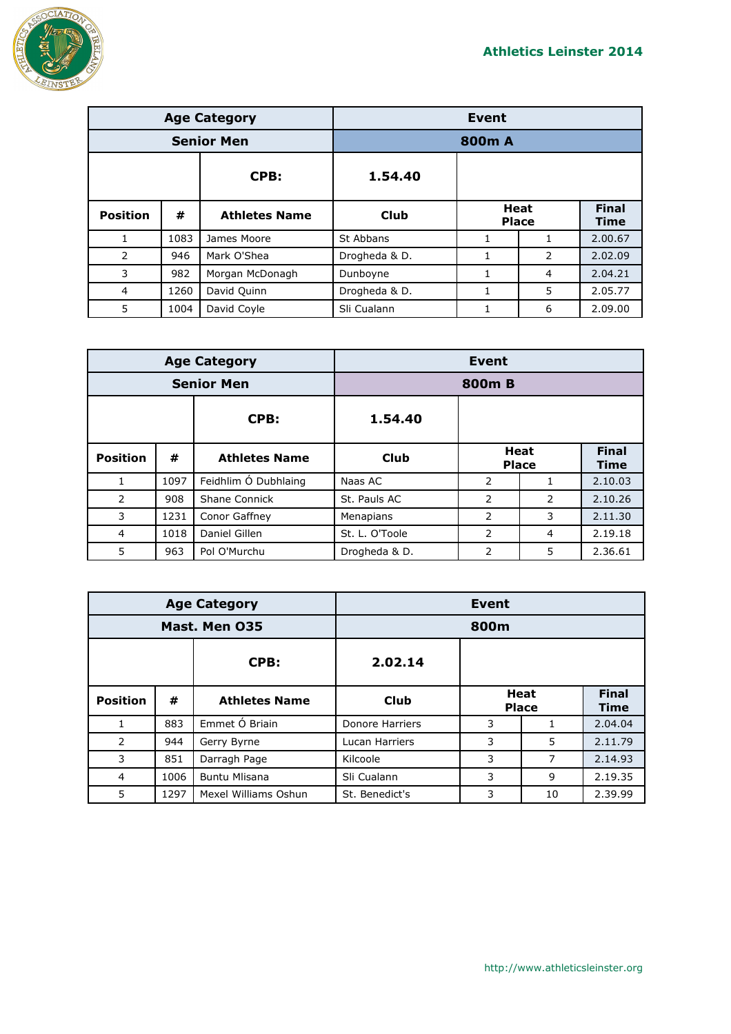## Athletics Leinster 2014

| Age Category | | | Event | | | |
|---|---|---|---|---|---|---|
| **Senior Men** | | | **800m A** | | | |
| | | **CPB:** | **1.54.40** | | | |
| **Position** | **#** | **Athletes Name** | **Club** | **Heat Place** | | **Final Time** |
| 1 | 1083 | James Moore | St Abbans | 1 | 1 | 2.00.67 |
| 2 | 946 | Mark O'Shea | Drogheda & D. | 1 | 2 | 2.02.09 |
| 3 | 982 | Morgan McDonagh | Dunboyne | 1 | 4 | 2.04.21 |
| 4 | 1260 | David Quinn | Drogheda & D. | 1 | 5 | 2.05.77 |
| 5 | 1004 | David Coyle | Sli Cualann | 1 | 6 | 2.09.00 |

| Age Category | | | Event | | | |
|---|---|---|---|---|---|---|
| **Senior Men** | | | **800m B** | | | |
| | | **CPB:** | **1.54.40** | | | |
| **Position** | **#** | **Athletes Name** | **Club** | **Heat Place** | | **Final Time** |
| 1 | 1097 | Feidhlim Ó Dubhlaing | Naas AC | 2 | 1 | 2.10.03 |
| 2 | 908 | Shane Connick | St. Pauls AC | 2 | 2 | 2.10.26 |
| 3 | 1231 | Conor Gaffney | Menapians | 2 | 3 | 2.11.30 |
| 4 | 1018 | Daniel Gillen | St. L. O'Toole | 2 | 4 | 2.19.18 |
| 5 | 963 | Pol O'Murchu | Drogheda & D. | 2 | 5 | 2.36.61 |

| Age Category | | | Event | | | |
|---|---|---|---|---|---|---|
| **Mast. Men O35** | | | **800m** | | | |
| | | **CPB:** | **2.02.14** | | | |
| **Position** | **#** | **Athletes Name** | **Club** | **Heat Place** | | **Final Time** |
| 1 | 883 | Emmet Ó Briain | Donore Harriers | 3 | 1 | 2.04.04 |
| 2 | 944 | Gerry Byrne | Lucan Harriers | 3 | 5 | 2.11.79 |
| 3 | 851 | Darragh Page | Kilcoole | 3 | 7 | 2.14.93 |
| 4 | 1006 | Buntu Mlisana | Sli Cualann | 3 | 9 | 2.19.35 |
| 5 | 1297 | Mexel Williams Oshun | St. Benedict's | 3 | 10 | 2.39.99 |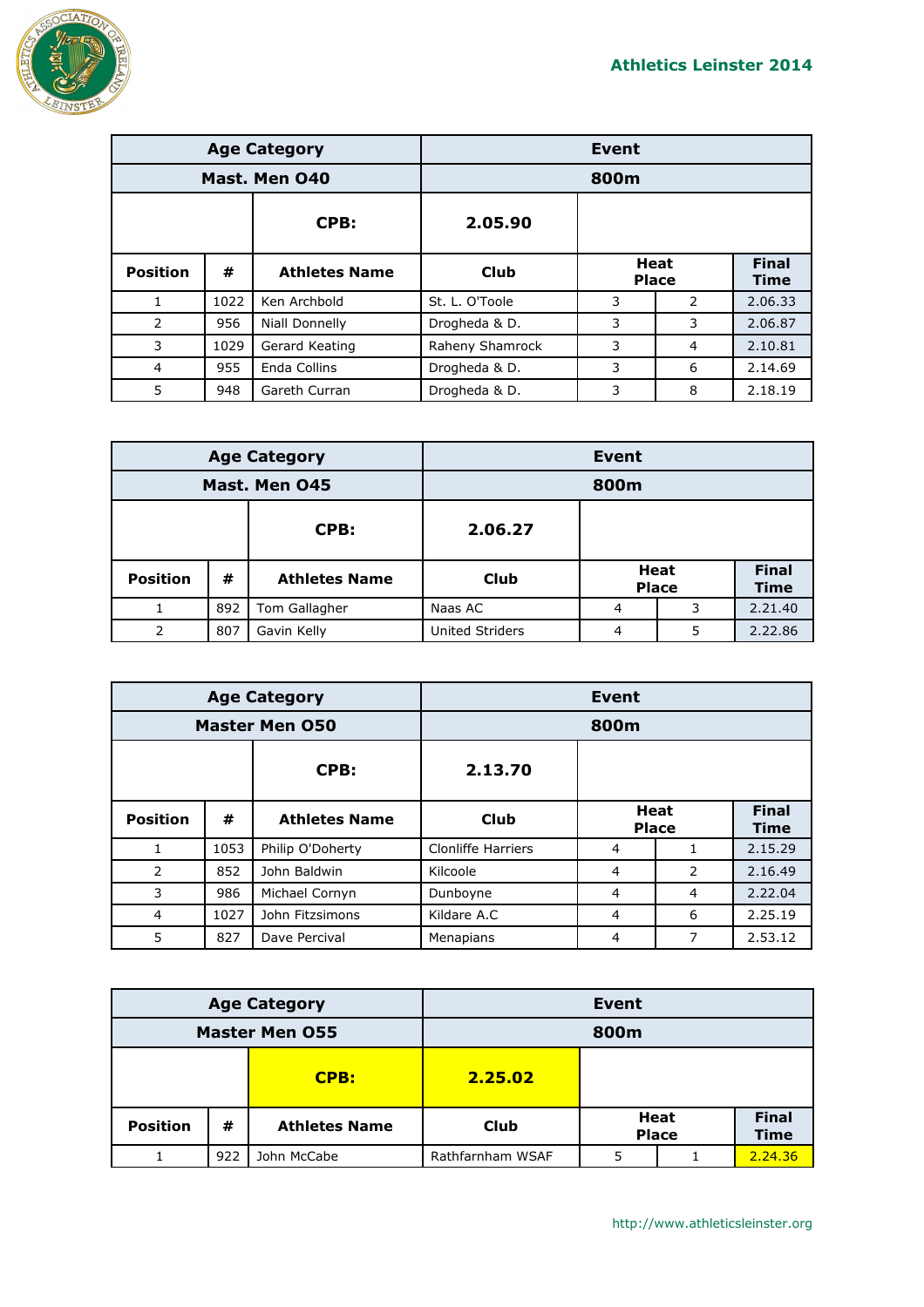## Athletics Leinster 2014

| Age Category | | | Event | | | |
|---|---|---|---|---|---|---|
| Mast. Men O40 | | | 800m | | | |
| | | CPB: | 2.05.90 | | | |
| Position | # | Athletes Name | Club | Heat | Place | Final Time |
| 1 | 1022 | Ken Archbold | St. L. O'Toole | 3 | 2 | 2.06.33 |
| 2 | 956 | Niall Donnelly | Drogheda & D. | 3 | 3 | 2.06.87 |
| 3 | 1029 | Gerard Keating | Raheny Shamrock | 3 | 4 | 2.10.81 |
| 4 | 955 | Enda Collins | Drogheda & D. | 3 | 6 | 2.14.69 |
| 5 | 948 | Gareth Curran | Drogheda & D. | 3 | 8 | 2.18.19 |

| Age Category | | | Event | | | |
|---|---|---|---|---|---|---|
| Mast. Men O45 | | | 800m | | | |
| | | CPB: | 2.06.27 | | | |
| Position | # | Athletes Name | Club | Heat | Place | Final Time |
| 1 | 892 | Tom Gallagher | Naas AC | 4 | 3 | 2.21.40 |
| 2 | 807 | Gavin Kelly | United Striders | 4 | 5 | 2.22.86 |

| Age Category | | | Event | | | |
|---|---|---|---|---|---|---|
| Master Men O50 | | | 800m | | | |
| | | CPB: | 2.13.70 | | | |
| Position | # | Athletes Name | Club | Heat | Place | Final Time |
| 1 | 1053 | Philip O'Doherty | Clonliffe Harriers | 4 | 1 | 2.15.29 |
| 2 | 852 | John Baldwin | Kilcoole | 4 | 2 | 2.16.49 |
| 3 | 986 | Michael Cornyn | Dunboyne | 4 | 4 | 2.22.04 |
| 4 | 1027 | John Fitzsimons | Kildare A.C | 4 | 6 | 2.25.19 |
| 5 | 827 | Dave Percival | Menapians | 4 | 7 | 2.53.12 |

| Age Category | | | Event | | | |
|---|---|---|---|---|---|---|
| Master Men O55 | | | 800m | | | |
| | | CPB: | 2.25.02 | | | |
| Position | # | Athletes Name | Club | Heat | Place | Final Time |
| 1 | 922 | John McCabe | Rathfarnham WSAF | 5 | 1 | 2.24.36 |

http://www.athleticsleinster.org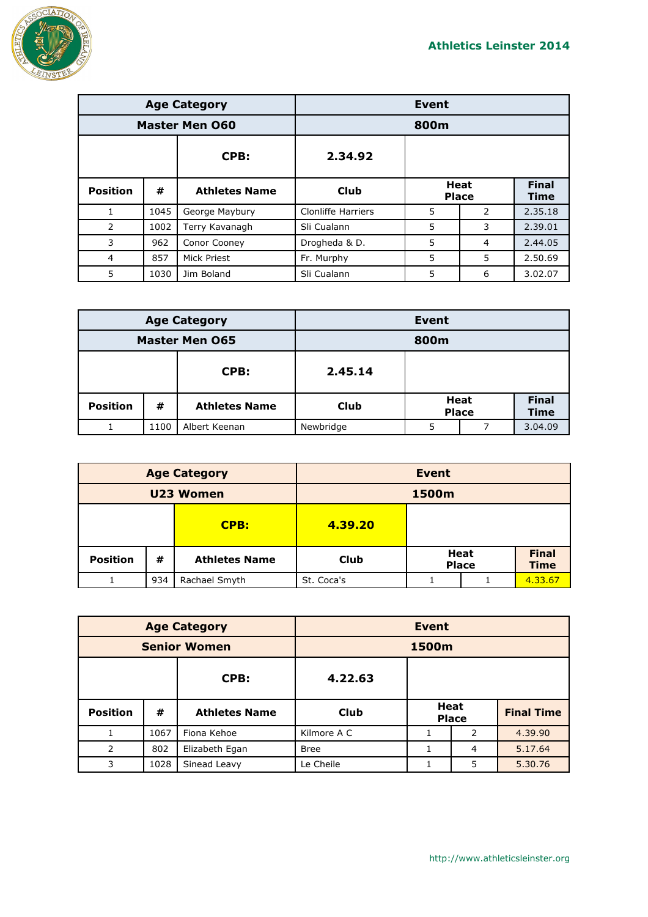## Athletics Leinster 2014

| Age Category | | | Event | | | |
|---|---|---|---|---|---|---|
| **Master Men O60** | | | **800m** | | | |
| | | **CPB:** | **2.34.92** | | | |
| **Position** | **#** | **Athletes Name** | **Club** | **Heat Place** | | **Final Time** |
| 1 | 1045 | George Maybury | Clonliffe Harriers | 5 | 2 | 2.35.18 |
| 2 | 1002 | Terry Kavanagh | Sli Cualann | 5 | 3 | 2.39.01 |
| 3 | 962 | Conor Cooney | Drogheda & D. | 5 | 4 | 2.44.05 |
| 4 | 857 | Mick Priest | Fr. Murphy | 5 | 5 | 2.50.69 |
| 5 | 1030 | Jim Boland | Sli Cualann | 5 | 6 | 3.02.07 |

| Age Category | | | Event | | | |
|---|---|---|---|---|---|---|
| **Master Men O65** | | | **800m** | | | |
| | | **CPB:** | **2.45.14** | | | |
| **Position** | **#** | **Athletes Name** | **Club** | **Heat Place** | | **Final Time** |
| 1 | 1100 | Albert Keenan | Newbridge | 5 | 7 | 3.04.09 |

| Age Category | | | Event | | | |
|---|---|---|---|---|---|---|
| **U23 Women** | | | **1500m** | | | |
| | | **CPB:** | **4.39.20** | | | |
| **Position** | **#** | **Athletes Name** | **Club** | **Heat Place** | | **Final Time** |
| 1 | 934 | Rachael Smyth | St. Coca's | 1 | 1 | 4.33.67 |

| Age Category | | | Event | | | |
|---|---|---|---|---|---|---|
| **Senior Women** | | | **1500m** | | | |
| | | **CPB:** | **4.22.63** | | | |
| **Position** | **#** | **Athletes Name** | **Club** | **Heat Place** | | **Final Time** |
| 1 | 1067 | Fiona Kehoe | Kilmore A C | 1 | 2 | 4.39.90 |
| 2 | 802 | Elizabeth Egan | Bree | 1 | 4 | 5.17.64 |
| 3 | 1028 | Sinead Leavy | Le Cheile | 1 | 5 | 5.30.76 |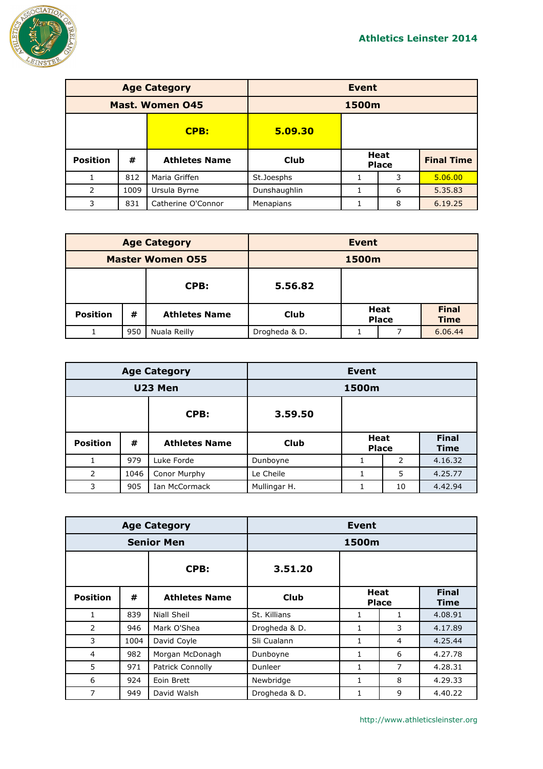**Athletics Leinster 2014**

| Age Category | | | Event | | | |
|---|---|---|---|---|---|---|
| Mast. Women O45 | | | 1500m | | | |
| | | CPB: | 5.09.30 | | | |
| Position | # | Athletes Name | Club | Heat | Place | Final Time |
| 1 | 812 | Maria Griffen | St.Joesphs | 1 | 3 | 5.06.00 |
| 2 | 1009 | Ursula Byrne | Dunshaughlin | 1 | 6 | 5.35.83 |
| 3 | 831 | Catherine O'Connor | Menapians | 1 | 8 | 6.19.25 |

| Age Category | | | Event | | | |
|---|---|---|---|---|---|---|
| Master Women O55 | | | 1500m | | | |
| | | CPB: | 5.56.82 | | | |
| Position | # | Athletes Name | Club | Heat | Place | Final Time |
| 1 | 950 | Nuala Reilly | Drogheda & D. | 1 | 7 | 6.06.44 |

| Age Category | | | Event | | | |
|---|---|---|---|---|---|---|
| U23 Men | | | 1500m | | | |
| | | CPB: | 3.59.50 | | | |
| Position | # | Athletes Name | Club | Heat | Place | Final Time |
| 1 | 979 | Luke Forde | Dunboyne | 1 | 2 | 4.16.32 |
| 2 | 1046 | Conor Murphy | Le Cheile | 1 | 5 | 4.25.77 |
| 3 | 905 | Ian McCormack | Mullingar H. | 1 | 10 | 4.42.94 |

| Age Category | | | Event | | | |
|---|---|---|---|---|---|---|
| Senior Men | | | 1500m | | | |
| | | CPB: | 3.51.20 | | | |
| Position | # | Athletes Name | Club | Heat | Place | Final Time |
| 1 | 839 | Niall Sheil | St. Killians | 1 | 1 | 4.08.91 |
| 2 | 946 | Mark O'Shea | Drogheda & D. | 1 | 3 | 4.17.89 |
| 3 | 1004 | David Coyle | Sli Cualann | 1 | 4 | 4.25.44 |
| 4 | 982 | Morgan McDonagh | Dunboyne | 1 | 6 | 4.27.78 |
| 5 | 971 | Patrick Connolly | Dunleer | 1 | 7 | 4.28.31 |
| 6 | 924 | Eoin Brett | Newbridge | 1 | 8 | 4.29.33 |
| 7 | 949 | David Walsh | Drogheda & D. | 1 | 9 | 4.40.22 |

http://www.athleticsleinster.org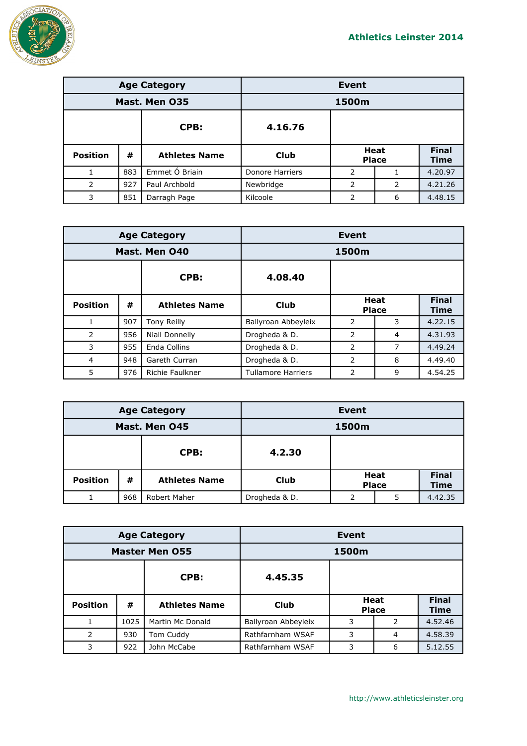| Age Category | | | Event | | | |
|---|---|---|---|---|---|---|
| Mast. Men O35 | | | 1500m | | | |
| | | CPB: | 4.16.76 | | | |
| Position | # | Athletes Name | Club | Heat Place | | Final Time |
| 1 | 883 | Emmet Ó Briain | Donore Harriers | 2 | 1 | 4.20.97 |
| 2 | 927 | Paul Archbold | Newbridge | 2 | 2 | 4.21.26 |
| 3 | 851 | Darragh Page | Kilcoole | 2 | 6 | 4.48.15 |

| Age Category | | | Event | | | |
|---|---|---|---|---|---|---|
| Mast. Men O40 | | | 1500m | | | |
| | | CPB: | 4.08.40 | | | |
| Position | # | Athletes Name | Club | Heat Place | | Final Time |
| 1 | 907 | Tony Reilly | Ballyroan Abbeyleix | 2 | 3 | 4.22.15 |
| 2 | 956 | Niall Donnelly | Drogheda & D. | 2 | 4 | 4.31.93 |
| 3 | 955 | Enda Collins | Drogheda & D. | 2 | 7 | 4.49.24 |
| 4 | 948 | Gareth Curran | Drogheda & D. | 2 | 8 | 4.49.40 |
| 5 | 976 | Richie Faulkner | Tullamore Harriers | 2 | 9 | 4.54.25 |

| Age Category | | | Event | | | |
|---|---|---|---|---|---|---|
| Mast. Men O45 | | | 1500m | | | |
| | | CPB: | 4.2.30 | | | |
| Position | # | Athletes Name | Club | Heat Place | | Final Time |
| 1 | 968 | Robert Maher | Drogheda & D. | 2 | 5 | 4.42.35 |

| Age Category | | | Event | | | |
|---|---|---|---|---|---|---|
| Master Men O55 | | | 1500m | | | |
| | | CPB: | 4.45.35 | | | |
| Position | # | Athletes Name | Club | Heat Place | | Final Time |
| 1 | 1025 | Martin Mc Donald | Ballyroan Abbeyleix | 3 | 2 | 4.52.46 |
| 2 | 930 | Tom Cuddy | Rathfarnham WSAF | 3 | 4 | 4.58.39 |
| 3 | 922 | John McCabe | Rathfarnham WSAF | 3 | 6 | 5.12.55 |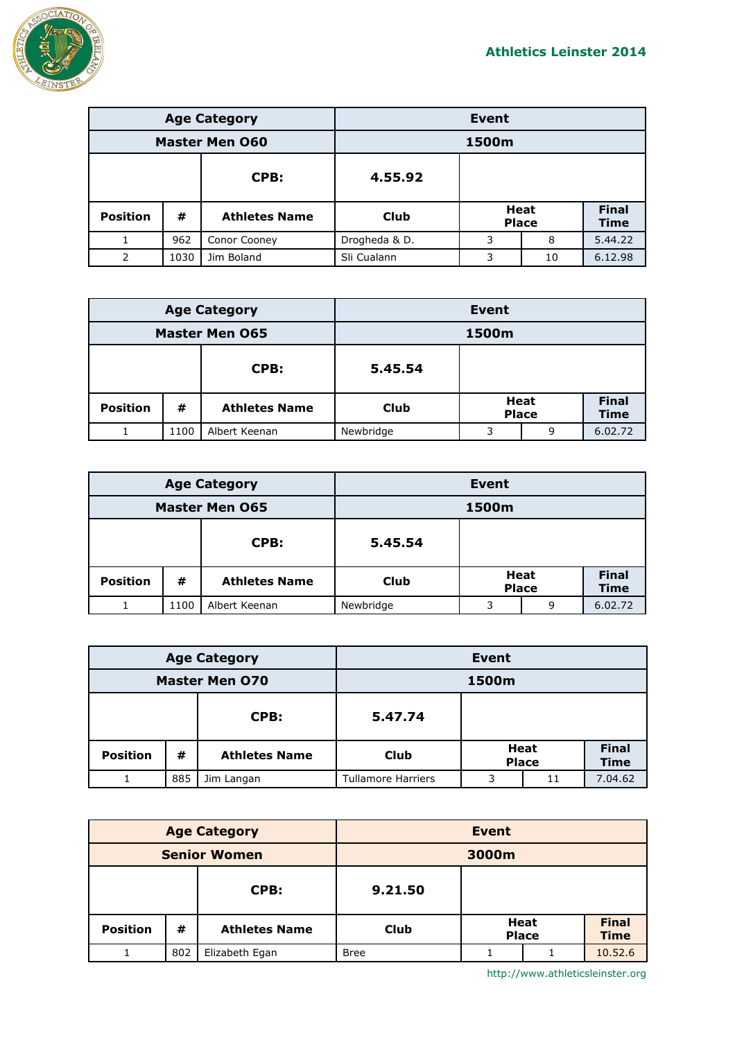| Age Category | | | Event | | | |
|---|---|---|---|---|---|---|
| Master Men O60 | | | 1500m | | | |
| | | CPB: | 4.55.92 | | | |
| Position | # | Athletes Name | Club | Heat Place | | Final Time |
| 1 | 962 | Conor Cooney | Drogheda & D. | 3 | 8 | 5.44.22 |
| 2 | 1030 | Jim Boland | Sli Cualann | 3 | 10 | 6.12.98 |

| Age Category | | | Event | | | |
|---|---|---|---|---|---|---|
| Master Men O65 | | | 1500m | | | |
| | | CPB: | 5.45.54 | | | |
| Position | # | Athletes Name | Club | Heat Place | | Final Time |
| 1 | 1100 | Albert Keenan | Newbridge | 3 | 9 | 6.02.72 |

| Age Category | | | Event | | | |
|---|---|---|---|---|---|---|
| Master Men O65 | | | 1500m | | | |
| | | CPB: | 5.45.54 | | | |
| Position | # | Athletes Name | Club | Heat Place | | Final Time |
| 1 | 1100 | Albert Keenan | Newbridge | 3 | 9 | 6.02.72 |

| Age Category | | | Event | | | |
|---|---|---|---|---|---|---|
| Master Men O70 | | | 1500m | | | |
| | | CPB: | 5.47.74 | | | |
| Position | # | Athletes Name | Club | Heat Place | | Final Time |
| 1 | 885 | Jim Langan | Tullamore Harriers | 3 | 11 | 7.04.62 |

| Age Category | | | Event | | | |
|---|---|---|---|---|---|---|
| Senior Women | | | 3000m | | | |
| | | CPB: | 9.21.50 | | | |
| Position | # | Athletes Name | Club | Heat Place | | Final Time |
| 1 | 802 | Elizabeth Egan | Bree | 1 | 1 | 10.52.6 |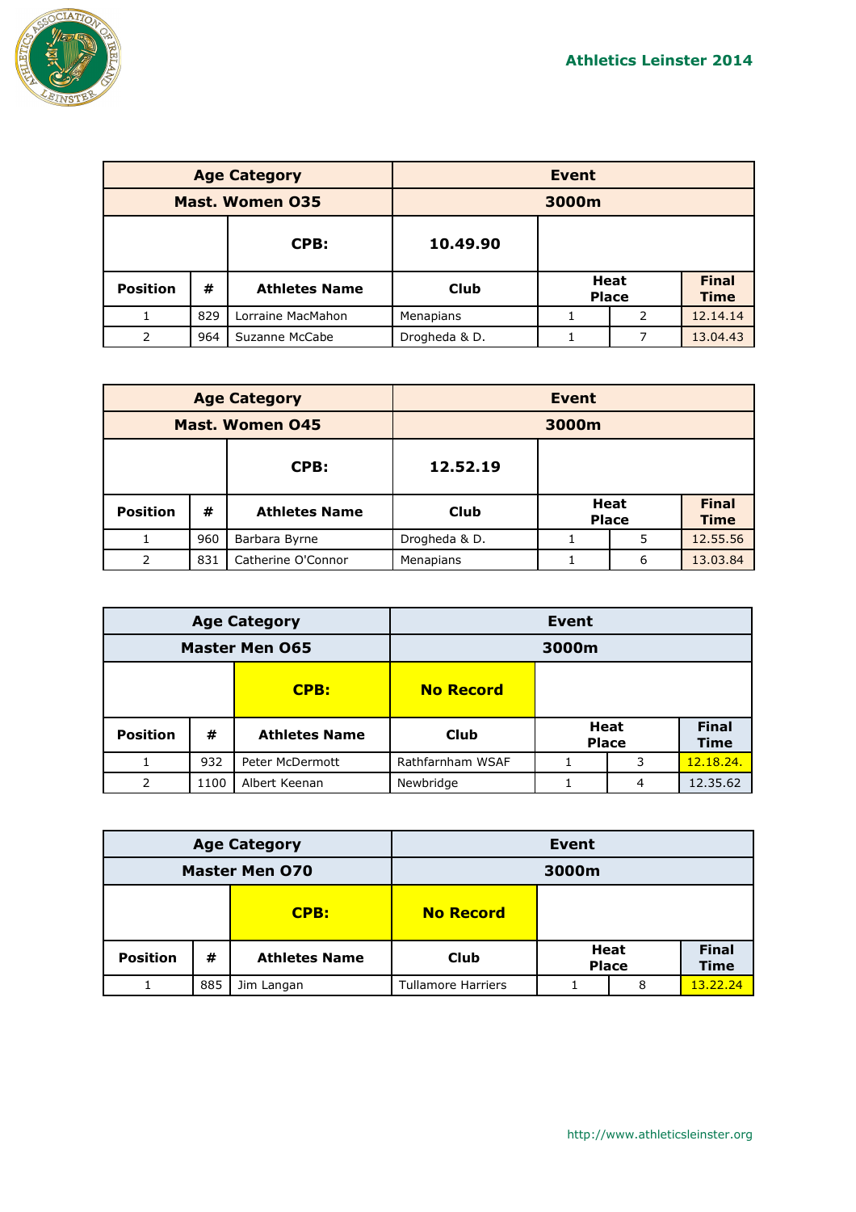| Age Category | | | Event | | | |
|---|---|---|---|---|---|---|
| Mast. Women O35 | | | 3000m | | | |
| | | CPB: | 10.49.90 | | | |
| Position | # | Athletes Name | Club | Heat | Place | Final Time |
| 1 | 829 | Lorraine MacMahon | Menapians | 1 | 2 | 12.14.14 |
| 2 | 964 | Suzanne McCabe | Drogheda & D. | 1 | 7 | 13.04.43 |

| Age Category | | | Event | | | |
|---|---|---|---|---|---|---|
| Mast. Women O45 | | | 3000m | | | |
| | | CPB: | 12.52.19 | | | |
| Position | # | Athletes Name | Club | Heat | Place | Final Time |
| 1 | 960 | Barbara Byrne | Drogheda & D. | 1 | 5 | 12.55.56 |
| 2 | 831 | Catherine O'Connor | Menapians | 1 | 6 | 13.03.84 |

| Age Category | | | Event | | | |
|---|---|---|---|---|---|---|
| Master Men O65 | | | 3000m | | | |
| | | CPB: | No Record | | | |
| Position | # | Athletes Name | Club | Heat | Place | Final Time |
| 1 | 932 | Peter McDermott | Rathfarnham WSAF | 1 | 3 | 12.18.24. |
| 2 | 1100 | Albert Keenan | Newbridge | 1 | 4 | 12.35.62 |

| Age Category | | | Event | | | |
|---|---|---|---|---|---|---|
| Master Men O70 | | | 3000m | | | |
| | | CPB: | No Record | | | |
| Position | # | Athletes Name | Club | Heat | Place | Final Time |
| 1 | 885 | Jim Langan | Tullamore Harriers | 1 | 8 | 13.22.24 |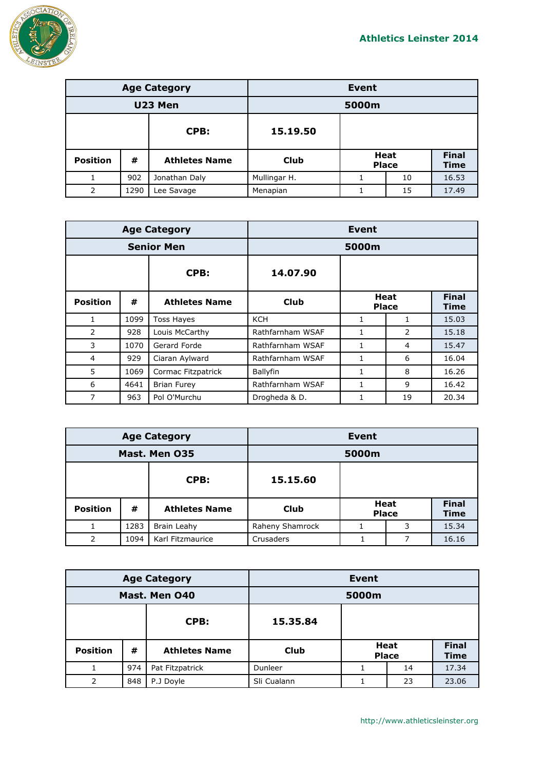| Age Category | | | Event | | | |
|---|---|---|---|---|---|---|
| U23 Men | | | 5000m | | | |
| | | CPB: | 15.19.50 | | | |
| Position | # | Athletes Name | Club | Heat Place | | Final Time |
| 1 | 902 | Jonathan Daly | Mullingar H. | 1 | 10 | 16.53 |
| 2 | 1290 | Lee Savage | Menapian | 1 | 15 | 17.49 |

| Age Category | | | Event | | | |
|---|---|---|---|---|---|---|
| Senior Men | | | 5000m | | | |
| | | CPB: | 14.07.90 | | | |
| Position | # | Athletes Name | Club | Heat Place | | Final Time |
| 1 | 1099 | Toss Hayes | KCH | 1 | 1 | 15.03 |
| 2 | 928 | Louis McCarthy | Rathfarnham WSAF | 1 | 2 | 15.18 |
| 3 | 1070 | Gerard Forde | Rathfarnham WSAF | 1 | 4 | 15.47 |
| 4 | 929 | Ciaran Aylward | Rathfarnham WSAF | 1 | 6 | 16.04 |
| 5 | 1069 | Cormac Fitzpatrick | Ballyfin | 1 | 8 | 16.26 |
| 6 | 4641 | Brian Furey | Rathfarnham WSAF | 1 | 9 | 16.42 |
| 7 | 963 | Pol O'Murchu | Drogheda & D. | 1 | 19 | 20.34 |

| Age Category | | | Event | | | |
|---|---|---|---|---|---|---|
| Mast. Men O35 | | | 5000m | | | |
| | | CPB: | 15.15.60 | | | |
| Position | # | Athletes Name | Club | Heat Place | | Final Time |
| 1 | 1283 | Brain Leahy | Raheny Shamrock | 1 | 3 | 15.34 |
| 2 | 1094 | Karl Fitzmaurice | Crusaders | 1 | 7 | 16.16 |

| Age Category | | | Event | | | |
|---|---|---|---|---|---|---|
| Mast. Men O40 | | | 5000m | | | |
| | | CPB: | 15.35.84 | | | |
| Position | # | Athletes Name | Club | Heat Place | | Final Time |
| 1 | 974 | Pat Fitzpatrick | Dunleer | 1 | 14 | 17.34 |
| 2 | 848 | P.J Doyle | Sli Cualann | 1 | 23 | 23.06 |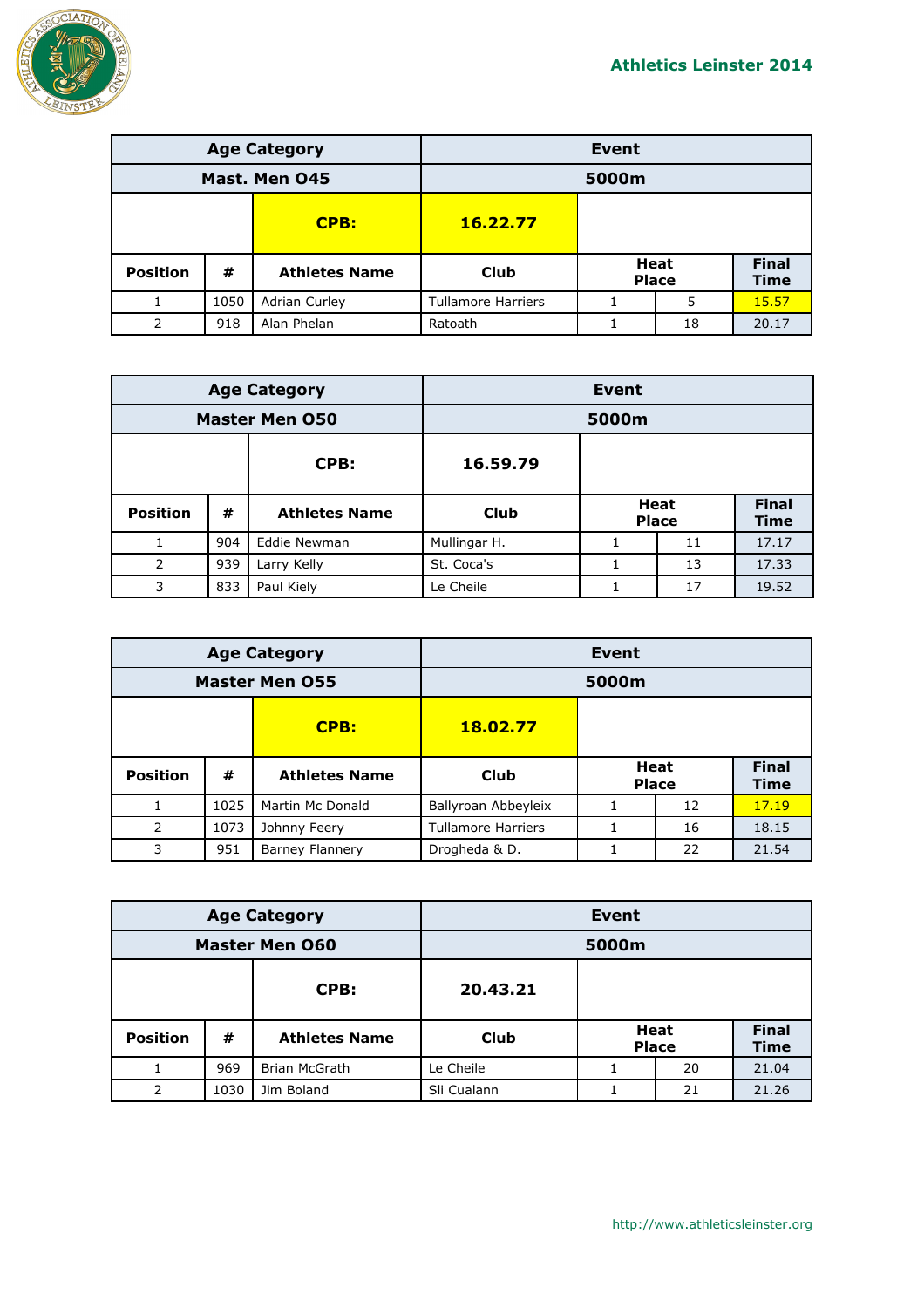## Athletics Leinster 2014

| Age Category | | | Event | | | |
|---|---|---|---|---|---|---|
| Mast. Men O45 | | | 5000m | | | |
| | | CPB: | 16.22.77 | | | |
| Position | # | Athletes Name | Club | Heat | Place | Final Time |
| 1 | 1050 | Adrian Curley | Tullamore Harriers | 1 | 5 | 15.57 |
| 2 | 918 | Alan Phelan | Ratoath | 1 | 18 | 20.17 |

| Age Category | | | Event | | | |
|---|---|---|---|---|---|---|
| Master Men O50 | | | 5000m | | | |
| | | CPB: | 16.59.79 | | | |
| Position | # | Athletes Name | Club | Heat | Place | Final Time |
| 1 | 904 | Eddie Newman | Mullingar H. | 1 | 11 | 17.17 |
| 2 | 939 | Larry Kelly | St. Coca's | 1 | 13 | 17.33 |
| 3 | 833 | Paul Kiely | Le Cheile | 1 | 17 | 19.52 |

| Age Category | | | Event | | | |
|---|---|---|---|---|---|---|
| Master Men O55 | | | 5000m | | | |
| | | CPB: | 18.02.77 | | | |
| Position | # | Athletes Name | Club | Heat | Place | Final Time |
| 1 | 1025 | Martin Mc Donald | Ballyroan Abbeyleix | 1 | 12 | 17.19 |
| 2 | 1073 | Johnny Feery | Tullamore Harriers | 1 | 16 | 18.15 |
| 3 | 951 | Barney Flannery | Drogheda & D. | 1 | 22 | 21.54 |

| Age Category | | | Event | | | |
|---|---|---|---|---|---|---|
| Master Men O60 | | | 5000m | | | |
| | | CPB: | 20.43.21 | | | |
| Position | # | Athletes Name | Club | Heat | Place | Final Time |
| 1 | 969 | Brian McGrath | Le Cheile | 1 | 20 | 21.04 |
| 2 | 1030 | Jim Boland | Sli Cualann | 1 | 21 | 21.26 |

http://www.athleticsleinster.org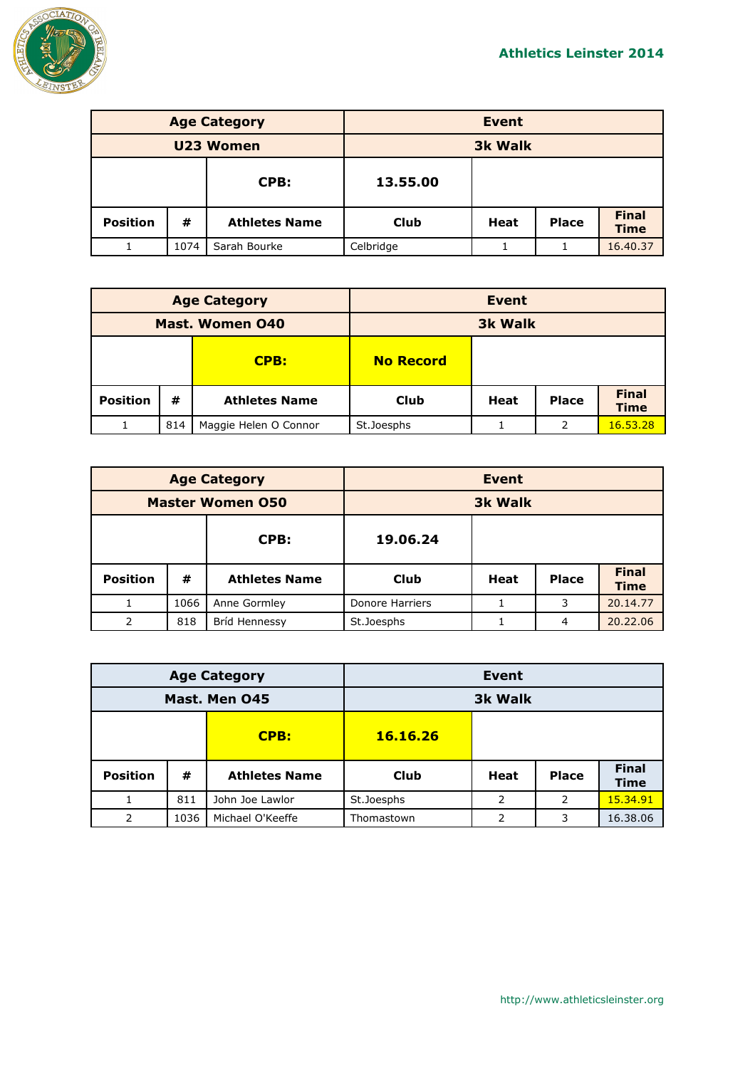## Athletics Leinster 2014

| Age Category | | | Event | | | |
|---|---|---|---|---|---|---|
| U23 Women | | | 3k Walk | | | |
| | | CPB: | 13.55.00 | | | |
| Position | # | Athletes Name | Club | Heat | Place | Final Time |
| 1 | 1074 | Sarah Bourke | Celbridge | 1 | 1 | 16.40.37 |

| Age Category | | | Event | | | |
|---|---|---|---|---|---|---|
| Mast. Women O40 | | | 3k Walk | | | |
| | | CPB: | No Record | | | |
| Position | # | Athletes Name | Club | Heat | Place | Final Time |
| 1 | 814 | Maggie Helen O Connor | St.Joesphs | 1 | 2 | 16.53.28 |

| Age Category | | | Event | | | |
|---|---|---|---|---|---|---|
| Master Women O50 | | | 3k Walk | | | |
| | | CPB: | 19.06.24 | | | |
| Position | # | Athletes Name | Club | Heat | Place | Final Time |
| 1 | 1066 | Anne Gormley | Donore Harriers | 1 | 3 | 20.14.77 |
| 2 | 818 | Bríd Hennessy | St.Joesphs | 1 | 4 | 20.22.06 |

| Age Category | | | Event | | | |
|---|---|---|---|---|---|---|
| Mast. Men O45 | | | 3k Walk | | | |
| | | CPB: | 16.16.26 | | | |
| Position | # | Athletes Name | Club | Heat | Place | Final Time |
| 1 | 811 | John Joe Lawlor | St.Joesphs | 2 | 2 | 15.34.91 |
| 2 | 1036 | Michael O'Keeffe | Thomastown | 2 | 3 | 16.38.06 |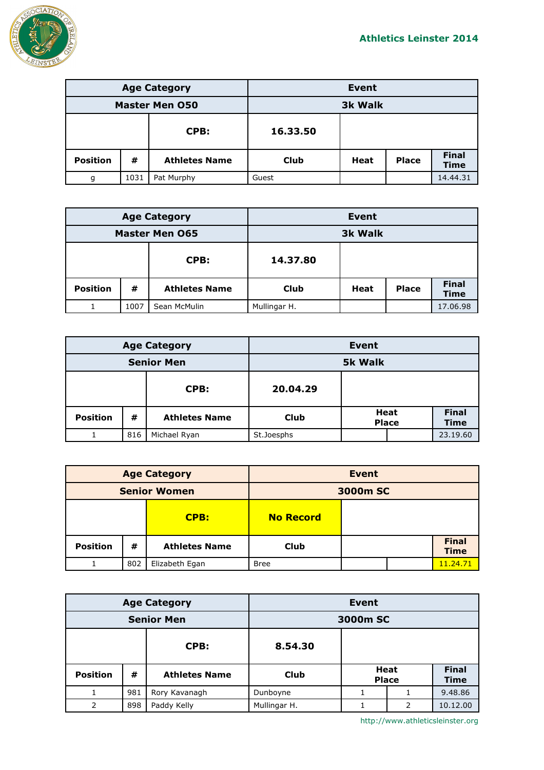## Athletics Leinster 2014

| Age Category | | | Event | | | |
|---|---|---|---|---|---|---|
| Master Men O50 | | | 3k Walk | | | |
| | | CPB: | 16.33.50 | | | |
| Position | # | Athletes Name | Club | Heat | Place | Final Time |
| g | 1031 | Pat Murphy | Guest | | | 14.44.31 |

| Age Category | | | Event | | | |
|---|---|---|---|---|---|---|
| Master Men O65 | | | 3k Walk | | | |
| | | CPB: | 14.37.80 | | | |
| Position | # | Athletes Name | Club | Heat | Place | Final Time |
| 1 | 1007 | Sean McMulin | Mullingar H. | | | 17.06.98 |

| Age Category | | | Event | | | |
|---|---|---|---|---|---|---|
| Senior Men | | | 5k Walk | | | |
| | | CPB: | 20.04.29 | | | |
| Position | # | Athletes Name | Club | Heat Place | | Final Time |
| 1 | 816 | Michael Ryan | St.Joesphs | | | 23.19.60 |

| Age Category | | | Event | | | |
|---|---|---|---|---|---|---|
| Senior Women | | | 3000m SC | | | |
| | | CPB: | No Record | | | |
| Position | # | Athletes Name | Club | | | Final Time |
| 1 | 802 | Elizabeth Egan | Bree | | | 11.24.71 |

| Age Category | | | Event | | | |
|---|---|---|---|---|---|---|
| Senior Men | | | 3000m SC | | | |
| | | CPB: | 8.54.30 | | | |
| Position | # | Athletes Name | Club | Heat Place | | Final Time |
| 1 | 981 | Rory Kavanagh | Dunboyne | 1 | 1 | 9.48.86 |
| 2 | 898 | Paddy Kelly | Mullingar H. | 1 | 2 | 10.12.00 |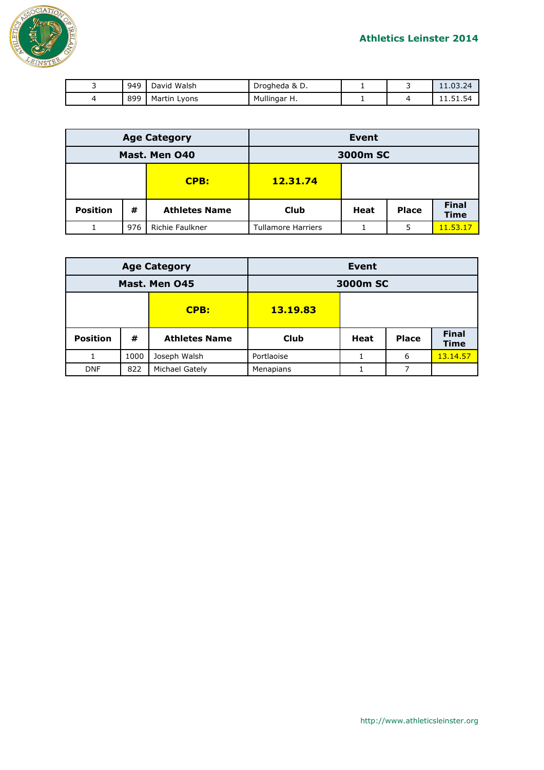| | | | | | | |
|---|---|---|---|---|---|---|
| 3 | 949 | David Walsh | Drogheda & D. | 1 | 3 | 11.03.24 |
| 4 | 899 | Martin Lyons | Mullingar H. | 1 | 4 | 11.51.54 |

| Age Category | | | Event | | | |
|---|---|---|---|---|---|---|
| Mast. Men O40 | | | 3000m SC | | | |
| | | CPB: | 12.31.74 | | | |
| Position | # | Athletes Name | Club | Heat | Place | Final Time |
| 1 | 976 | Richie Faulkner | Tullamore Harriers | 1 | 5 | 11.53.17 |

| Age Category | | | Event | | | |
|---|---|---|---|---|---|---|
| Mast. Men O45 | | | 3000m SC | | | |
| | | CPB: | 13.19.83 | | | |
| Position | # | Athletes Name | Club | Heat | Place | Final Time |
| 1 | 1000 | Joseph Walsh | Portlaoise | 1 | 6 | 13.14.57 |
| DNF | 822 | Michael Gately | Menapians | 1 | 7 | |